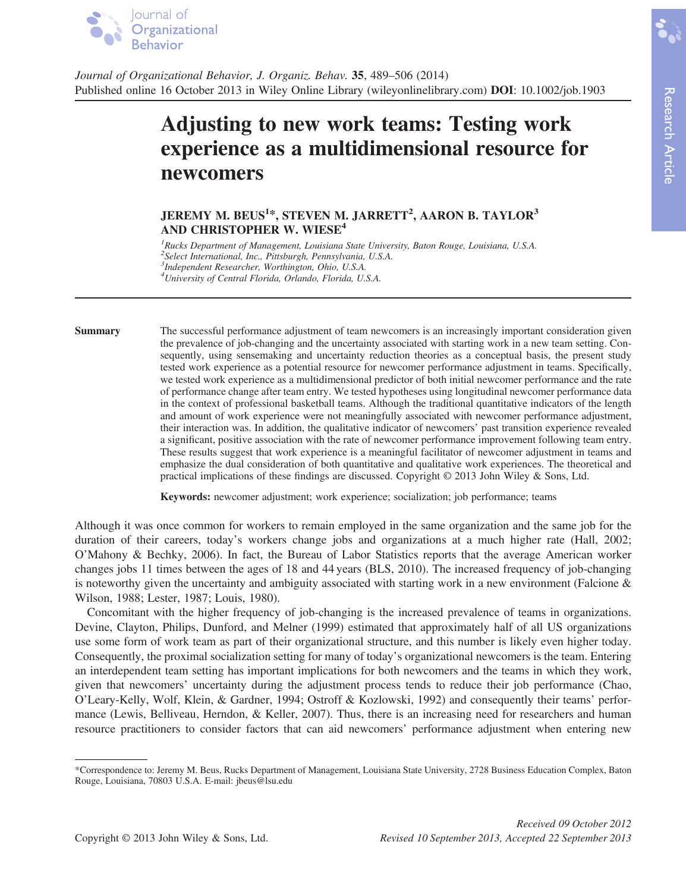Journal of Organizational Behavior, J. Organiz. Behav. **35**, 489–506 (2014)
Published online 16 October 2013 in Wiley Online Library (wileyonlinelibrary.com) **DOI**: 10.1002/job.1903

Research Article

# Adjusting to new work teams: Testing work experience as a multidimensional resource for newcomers

**JEREMY M. BEUS[1]\*, STEVEN M. JARRETT[2], AARON B. TAYLOR[3] AND CHRISTOPHER W. WIESE[4]**

[1] *Rucks Department of Management, Louisiana State University, Baton Rouge, Louisiana, U.S.A.*
[2] *Select International, Inc., Pittsburgh, Pennsylvania, U.S.A.*
[3] *Independent Researcher, Worthington, Ohio, U.S.A.*
[4] *University of Central Florida, Orlando, Florida, U.S.A.*

**Summary** The successful performance adjustment of team newcomers is an increasingly important consideration given the prevalence of job-changing and the uncertainty associated with starting work in a new team setting. Consequently, using sensemaking and uncertainty reduction theories as a conceptual basis, the present study tested work experience as a potential resource for newcomer performance adjustment in teams. Specifically, we tested work experience as a multidimensional predictor of both initial newcomer performance and the rate of performance change after team entry. We tested hypotheses using longitudinal newcomer performance data in the context of professional basketball teams. Although the traditional quantitative indicators of the length and amount of work experience were not meaningfully associated with newcomer performance adjustment, their interaction was. In addition, the qualitative indicator of newcomers' past transition experience revealed a significant, positive association with the rate of newcomer performance improvement following team entry. These results suggest that work experience is a meaningful facilitator of newcomer adjustment in teams and emphasize the dual consideration of both quantitative and qualitative work experiences. The theoretical and practical implications of these findings are discussed. Copyright © 2013 John Wiley & Sons, Ltd.

**Keywords:** newcomer adjustment; work experience; socialization; job performance; teams

Although it was once common for workers to remain employed in the same organization and the same job for the duration of their careers, today's workers change jobs and organizations at a much higher rate (Hall, 2002; O'Mahony & Bechky, 2006). In fact, the Bureau of Labor Statistics reports that the average American worker changes jobs 11 times between the ages of 18 and 44 years (BLS, 2010). The increased frequency of job-changing is noteworthy given the uncertainty and ambiguity associated with starting work in a new environment (Falcione & Wilson, 1988; Lester, 1987; Louis, 1980).

Concomitant with the higher frequency of job-changing is the increased prevalence of teams in organizations. Devine, Clayton, Philips, Dunford, and Melner (1999) estimated that approximately half of all US organizations use some form of work team as part of their organizational structure, and this number is likely even higher today. Consequently, the proximal socialization setting for many of today's organizational newcomers is the team. Entering an interdependent team setting has important implications for both newcomers and the teams in which they work, given that newcomers' uncertainty during the adjustment process tends to reduce their job performance (Chao, O'Leary-Kelly, Wolf, Klein, & Gardner, 1994; Ostroff & Kozlowski, 1992) and consequently their teams' performance (Lewis, Belliveau, Herndon, & Keller, 2007). Thus, there is an increasing need for researchers and human resource practitioners to consider factors that can aid newcomers' performance adjustment when entering new

\*Correspondence to: Jeremy M. Beus, Rucks Department of Management, Louisiana State University, 2728 Business Education Complex, Baton Rouge, Louisiana, 70803 U.S.A. E-mail: jbeus@lsu.edu

Copyright © 2013 John Wiley & Sons, Ltd.

*Received 09 October 2012*
*Revised 10 September 2013, Accepted 22 September 2013*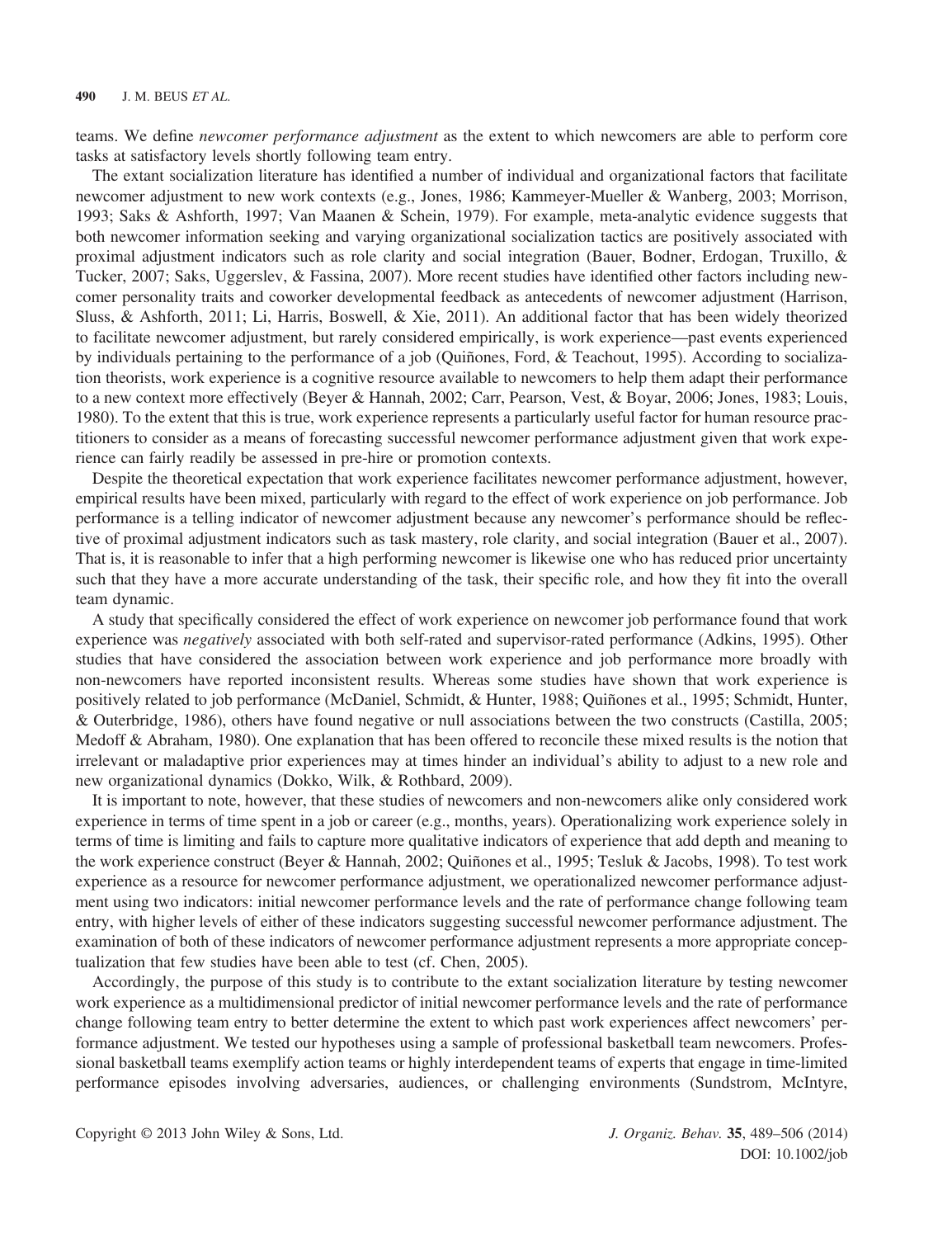teams. We define *newcomer performance adjustment* as the extent to which newcomers are able to perform core tasks at satisfactory levels shortly following team entry.

The extant socialization literature has identified a number of individual and organizational factors that facilitate newcomer adjustment to new work contexts (e.g., Jones, 1986; Kammeyer-Mueller & Wanberg, 2003; Morrison, 1993; Saks & Ashforth, 1997; Van Maanen & Schein, 1979). For example, meta-analytic evidence suggests that both newcomer information seeking and varying organizational socialization tactics are positively associated with proximal adjustment indicators such as role clarity and social integration (Bauer, Bodner, Erdogan, Truxillo, & Tucker, 2007; Saks, Uggerslev, & Fassina, 2007). More recent studies have identified other factors including newcomer personality traits and coworker developmental feedback as antecedents of newcomer adjustment (Harrison, Sluss, & Ashforth, 2011; Li, Harris, Boswell, & Xie, 2011). An additional factor that has been widely theorized to facilitate newcomer adjustment, but rarely considered empirically, is work experience—past events experienced by individuals pertaining to the performance of a job (Quiñones, Ford, & Teachout, 1995). According to socialization theorists, work experience is a cognitive resource available to newcomers to help them adapt their performance to a new context more effectively (Beyer & Hannah, 2002; Carr, Pearson, Vest, & Boyar, 2006; Jones, 1983; Louis, 1980). To the extent that this is true, work experience represents a particularly useful factor for human resource practitioners to consider as a means of forecasting successful newcomer performance adjustment given that work experience can fairly readily be assessed in pre-hire or promotion contexts.

Despite the theoretical expectation that work experience facilitates newcomer performance adjustment, however, empirical results have been mixed, particularly with regard to the effect of work experience on job performance. Job performance is a telling indicator of newcomer adjustment because any newcomer's performance should be reflective of proximal adjustment indicators such as task mastery, role clarity, and social integration (Bauer et al., 2007). That is, it is reasonable to infer that a high performing newcomer is likewise one who has reduced prior uncertainty such that they have a more accurate understanding of the task, their specific role, and how they fit into the overall team dynamic.

A study that specifically considered the effect of work experience on newcomer job performance found that work experience was *negatively* associated with both self-rated and supervisor-rated performance (Adkins, 1995). Other studies that have considered the association between work experience and job performance more broadly with non-newcomers have reported inconsistent results. Whereas some studies have shown that work experience is positively related to job performance (McDaniel, Schmidt, & Hunter, 1988; Quiñones et al., 1995; Schmidt, Hunter, & Outerbridge, 1986), others have found negative or null associations between the two constructs (Castilla, 2005; Medoff & Abraham, 1980). One explanation that has been offered to reconcile these mixed results is the notion that irrelevant or maladaptive prior experiences may at times hinder an individual's ability to adjust to a new role and new organizational dynamics (Dokko, Wilk, & Rothbard, 2009).

It is important to note, however, that these studies of newcomers and non-newcomers alike only considered work experience in terms of time spent in a job or career (e.g., months, years). Operationalizing work experience solely in terms of time is limiting and fails to capture more qualitative indicators of experience that add depth and meaning to the work experience construct (Beyer & Hannah, 2002; Quiñones et al., 1995; Tesluk & Jacobs, 1998). To test work experience as a resource for newcomer performance adjustment, we operationalized newcomer performance adjustment using two indicators: initial newcomer performance levels and the rate of performance change following team entry, with higher levels of either of these indicators suggesting successful newcomer performance adjustment. The examination of both of these indicators of newcomer performance adjustment represents a more appropriate conceptualization that few studies have been able to test (cf. Chen, 2005).

Accordingly, the purpose of this study is to contribute to the extant socialization literature by testing newcomer work experience as a multidimensional predictor of initial newcomer performance levels and the rate of performance change following team entry to better determine the extent to which past work experiences affect newcomers' performance adjustment. We tested our hypotheses using a sample of professional basketball team newcomers. Professional basketball teams exemplify action teams or highly interdependent teams of experts that engage in time-limited performance episodes involving adversaries, audiences, or challenging environments (Sundstrom, McIntyre,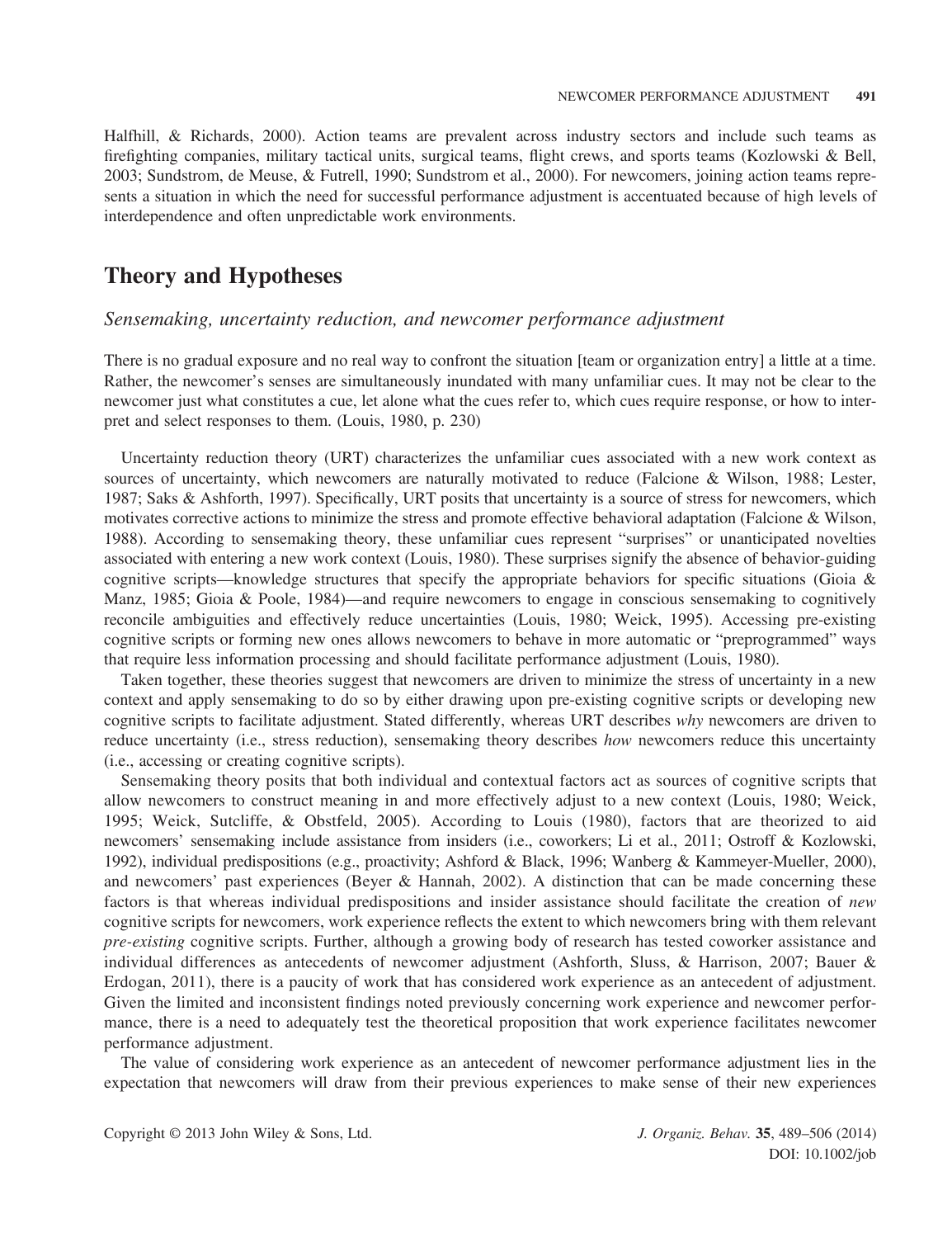Halfhill, & Richards, 2000). Action teams are prevalent across industry sectors and include such teams as firefighting companies, military tactical units, surgical teams, flight crews, and sports teams (Kozlowski & Bell, 2003; Sundstrom, de Meuse, & Futrell, 1990; Sundstrom et al., 2000). For newcomers, joining action teams represents a situation in which the need for successful performance adjustment is accentuated because of high levels of interdependence and often unpredictable work environments.

## Theory and Hypotheses

### *Sensemaking, uncertainty reduction, and newcomer performance adjustment*

There is no gradual exposure and no real way to confront the situation [team or organization entry] a little at a time. Rather, the newcomer's senses are simultaneously inundated with many unfamiliar cues. It may not be clear to the newcomer just what constitutes a cue, let alone what the cues refer to, which cues require response, or how to interpret and select responses to them. (Louis, 1980, p. 230)

Uncertainty reduction theory (URT) characterizes the unfamiliar cues associated with a new work context as sources of uncertainty, which newcomers are naturally motivated to reduce (Falcione & Wilson, 1988; Lester, 1987; Saks & Ashforth, 1997). Specifically, URT posits that uncertainty is a source of stress for newcomers, which motivates corrective actions to minimize the stress and promote effective behavioral adaptation (Falcione & Wilson, 1988). According to sensemaking theory, these unfamiliar cues represent "surprises" or unanticipated novelties associated with entering a new work context (Louis, 1980). These surprises signify the absence of behavior-guiding cognitive scripts—knowledge structures that specify the appropriate behaviors for specific situations (Gioia & Manz, 1985; Gioia & Poole, 1984)—and require newcomers to engage in conscious sensemaking to cognitively reconcile ambiguities and effectively reduce uncertainties (Louis, 1980; Weick, 1995). Accessing pre-existing cognitive scripts or forming new ones allows newcomers to behave in more automatic or "preprogrammed" ways that require less information processing and should facilitate performance adjustment (Louis, 1980).

Taken together, these theories suggest that newcomers are driven to minimize the stress of uncertainty in a new context and apply sensemaking to do so by either drawing upon pre-existing cognitive scripts or developing new cognitive scripts to facilitate adjustment. Stated differently, whereas URT describes *why* newcomers are driven to reduce uncertainty (i.e., stress reduction), sensemaking theory describes *how* newcomers reduce this uncertainty (i.e., accessing or creating cognitive scripts).

Sensemaking theory posits that both individual and contextual factors act as sources of cognitive scripts that allow newcomers to construct meaning in and more effectively adjust to a new context (Louis, 1980; Weick, 1995; Weick, Sutcliffe, & Obstfeld, 2005). According to Louis (1980), factors that are theorized to aid newcomers' sensemaking include assistance from insiders (i.e., coworkers; Li et al., 2011; Ostroff & Kozlowski, 1992), individual predispositions (e.g., proactivity; Ashford & Black, 1996; Wanberg & Kammeyer-Mueller, 2000), and newcomers' past experiences (Beyer & Hannah, 2002). A distinction that can be made concerning these factors is that whereas individual predispositions and insider assistance should facilitate the creation of *new* cognitive scripts for newcomers, work experience reflects the extent to which newcomers bring with them relevant *pre-existing* cognitive scripts. Further, although a growing body of research has tested coworker assistance and individual differences as antecedents of newcomer adjustment (Ashforth, Sluss, & Harrison, 2007; Bauer & Erdogan, 2011), there is a paucity of work that has considered work experience as an antecedent of adjustment. Given the limited and inconsistent findings noted previously concerning work experience and newcomer performance, there is a need to adequately test the theoretical proposition that work experience facilitates newcomer performance adjustment.

The value of considering work experience as an antecedent of newcomer performance adjustment lies in the expectation that newcomers will draw from their previous experiences to make sense of their new experiences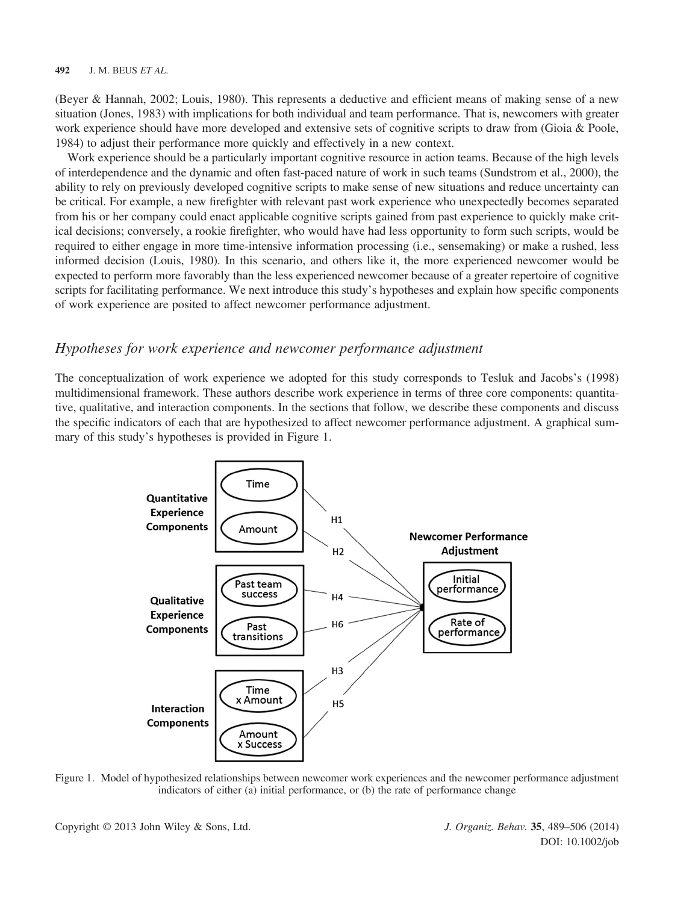(Beyer & Hannah, 2002; Louis, 1980). This represents a deductive and efficient means of making sense of a new situation (Jones, 1983) with implications for both individual and team performance. That is, newcomers with greater work experience should have more developed and extensive sets of cognitive scripts to draw from (Gioia & Poole, 1984) to adjust their performance more quickly and effectively in a new context.

Work experience should be a particularly important cognitive resource in action teams. Because of the high levels of interdependence and the dynamic and often fast-paced nature of work in such teams (Sundstrom et al., 2000), the ability to rely on previously developed cognitive scripts to make sense of new situations and reduce uncertainty can be critical. For example, a new firefighter with relevant past work experience who unexpectedly becomes separated from his or her company could enact applicable cognitive scripts gained from past experience to quickly make critical decisions; conversely, a rookie firefighter, who would have had less opportunity to form such scripts, would be required to either engage in more time-intensive information processing (i.e., sensemaking) or make a rushed, less informed decision (Louis, 1980). In this scenario, and others like it, the more experienced newcomer would be expected to perform more favorably than the less experienced newcomer because of a greater repertoire of cognitive scripts for facilitating performance. We next introduce this study's hypotheses and explain how specific components of work experience are posited to affect newcomer performance adjustment.

### *Hypotheses for work experience and newcomer performance adjustment*

The conceptualization of work experience we adopted for this study corresponds to Tesluk and Jacobs's (1998) multidimensional framework. These authors describe work experience in terms of three core components: quantitative, qualitative, and interaction components. In the sections that follow, we describe these components and discuss the specific indicators of each that are hypothesized to affect newcomer performance adjustment. A graphical summary of this study's hypotheses is provided in Figure 1.

Figure 1. Model of hypothesized relationships between newcomer work experiences and the newcomer performance adjustment indicators of either (a) initial performance, or (b) the rate of performance change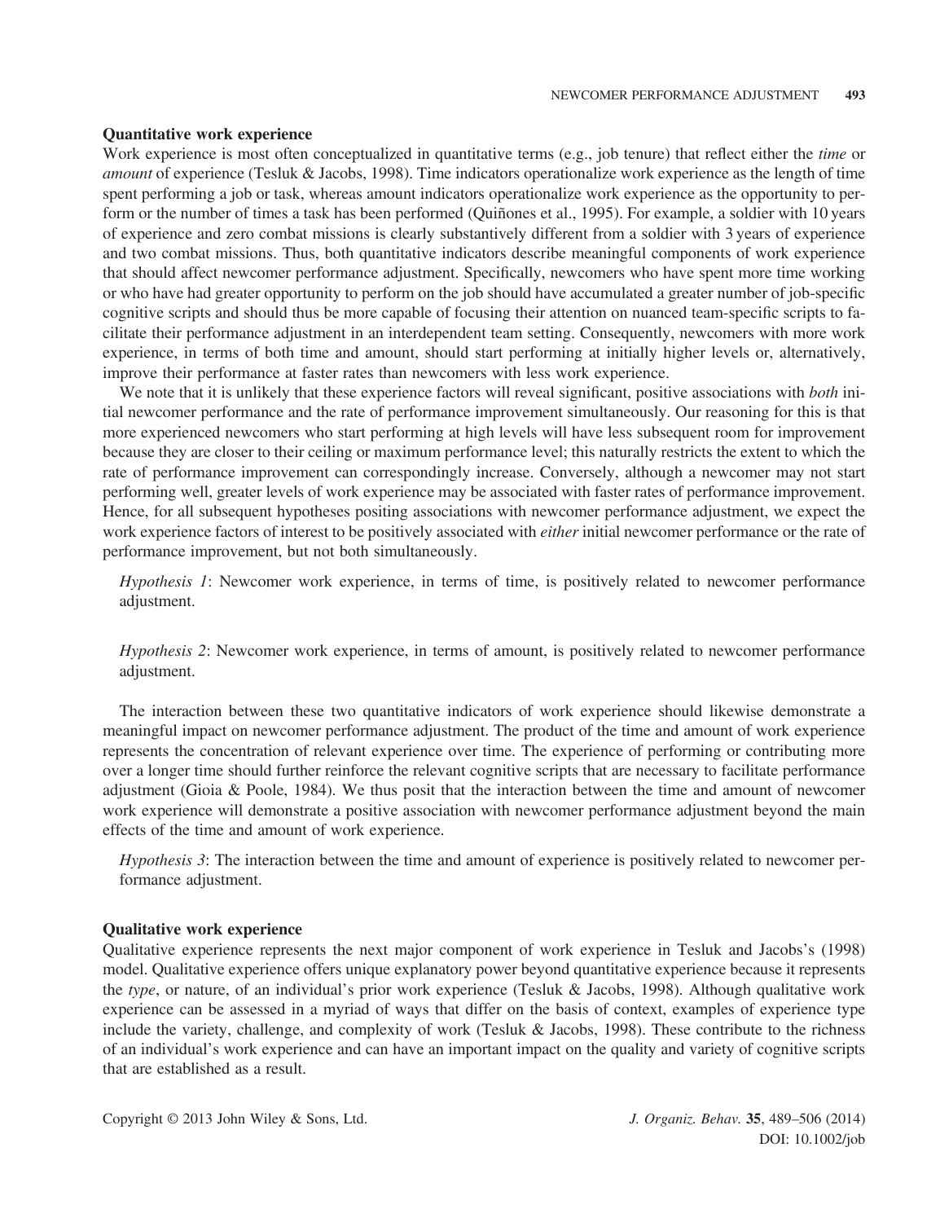### Quantitative work experience

Work experience is most often conceptualized in quantitative terms (e.g., job tenure) that reflect either the *time* or *amount* of experience (Tesluk & Jacobs, 1998). Time indicators operationalize work experience as the length of time spent performing a job or task, whereas amount indicators operationalize work experience as the opportunity to perform or the number of times a task has been performed (Quiñones et al., 1995). For example, a soldier with 10 years of experience and zero combat missions is clearly substantively different from a soldier with 3 years of experience and two combat missions. Thus, both quantitative indicators describe meaningful components of work experience that should affect newcomer performance adjustment. Specifically, newcomers who have spent more time working or who have had greater opportunity to perform on the job should have accumulated a greater number of job-specific cognitive scripts and should thus be more capable of focusing their attention on nuanced team-specific scripts to facilitate their performance adjustment in an interdependent team setting. Consequently, newcomers with more work experience, in terms of both time and amount, should start performing at initially higher levels or, alternatively, improve their performance at faster rates than newcomers with less work experience.

We note that it is unlikely that these experience factors will reveal significant, positive associations with *both* initial newcomer performance and the rate of performance improvement simultaneously. Our reasoning for this is that more experienced newcomers who start performing at high levels will have less subsequent room for improvement because they are closer to their ceiling or maximum performance level; this naturally restricts the extent to which the rate of performance improvement can correspondingly increase. Conversely, although a newcomer may not start performing well, greater levels of work experience may be associated with faster rates of performance improvement. Hence, for all subsequent hypotheses positing associations with newcomer performance adjustment, we expect the work experience factors of interest to be positively associated with *either* initial newcomer performance or the rate of performance improvement, but not both simultaneously.

*Hypothesis 1*: Newcomer work experience, in terms of time, is positively related to newcomer performance adjustment.

*Hypothesis 2*: Newcomer work experience, in terms of amount, is positively related to newcomer performance adjustment.

The interaction between these two quantitative indicators of work experience should likewise demonstrate a meaningful impact on newcomer performance adjustment. The product of the time and amount of work experience represents the concentration of relevant experience over time. The experience of performing or contributing more over a longer time should further reinforce the relevant cognitive scripts that are necessary to facilitate performance adjustment (Gioia & Poole, 1984). We thus posit that the interaction between the time and amount of newcomer work experience will demonstrate a positive association with newcomer performance adjustment beyond the main effects of the time and amount of work experience.

*Hypothesis 3*: The interaction between the time and amount of experience is positively related to newcomer performance adjustment.

### Qualitative work experience

Qualitative experience represents the next major component of work experience in Tesluk and Jacobs's (1998) model. Qualitative experience offers unique explanatory power beyond quantitative experience because it represents the *type*, or nature, of an individual's prior work experience (Tesluk & Jacobs, 1998). Although qualitative work experience can be assessed in a myriad of ways that differ on the basis of context, examples of experience type include the variety, challenge, and complexity of work (Tesluk & Jacobs, 1998). These contribute to the richness of an individual's work experience and can have an important impact on the quality and variety of cognitive scripts that are established as a result.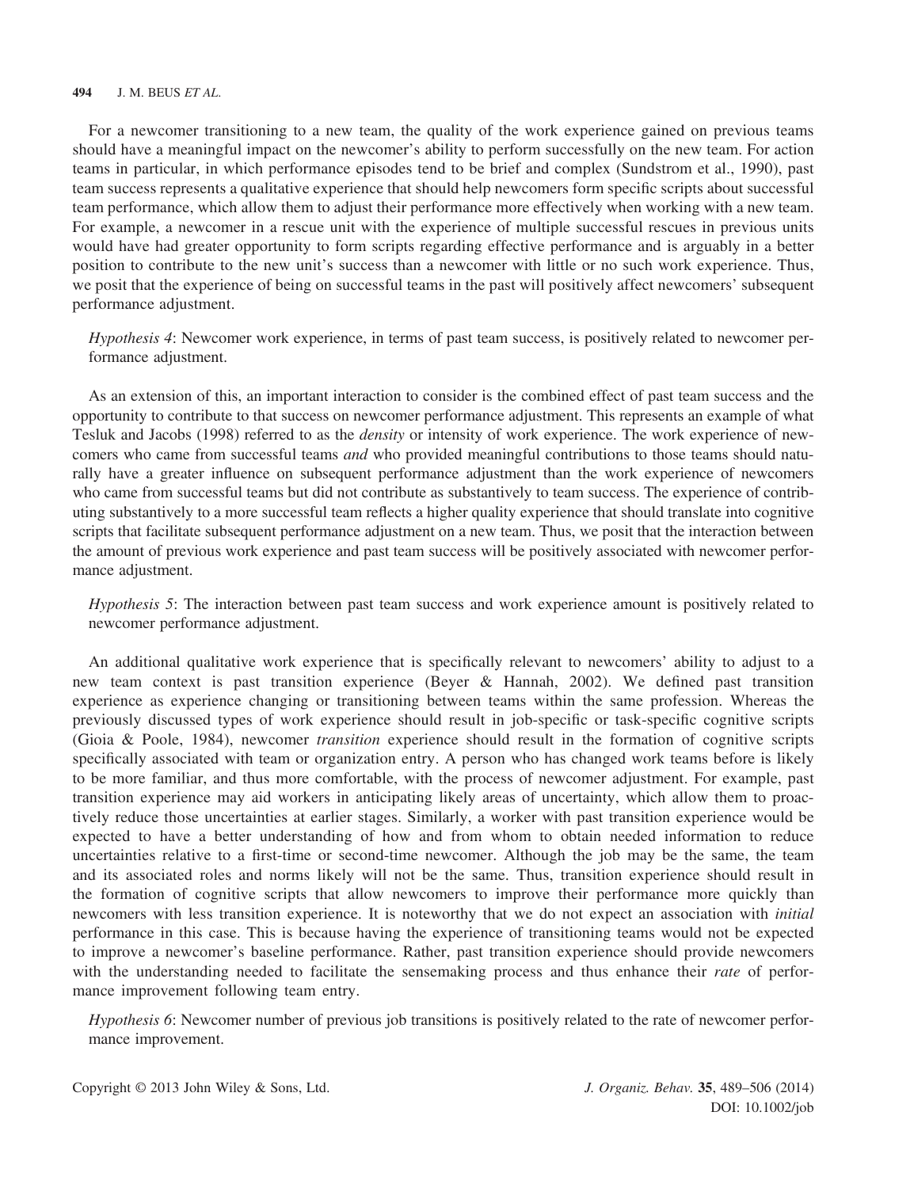For a newcomer transitioning to a new team, the quality of the work experience gained on previous teams should have a meaningful impact on the newcomer's ability to perform successfully on the new team. For action teams in particular, in which performance episodes tend to be brief and complex (Sundstrom et al., 1990), past team success represents a qualitative experience that should help newcomers form specific scripts about successful team performance, which allow them to adjust their performance more effectively when working with a new team. For example, a newcomer in a rescue unit with the experience of multiple successful rescues in previous units would have had greater opportunity to form scripts regarding effective performance and is arguably in a better position to contribute to the new unit's success than a newcomer with little or no such work experience. Thus, we posit that the experience of being on successful teams in the past will positively affect newcomers' subsequent performance adjustment.

*Hypothesis 4*: Newcomer work experience, in terms of past team success, is positively related to newcomer performance adjustment.

As an extension of this, an important interaction to consider is the combined effect of past team success and the opportunity to contribute to that success on newcomer performance adjustment. This represents an example of what Tesluk and Jacobs (1998) referred to as the *density* or intensity of work experience. The work experience of newcomers who came from successful teams *and* who provided meaningful contributions to those teams should naturally have a greater influence on subsequent performance adjustment than the work experience of newcomers who came from successful teams but did not contribute as substantively to team success. The experience of contributing substantively to a more successful team reflects a higher quality experience that should translate into cognitive scripts that facilitate subsequent performance adjustment on a new team. Thus, we posit that the interaction between the amount of previous work experience and past team success will be positively associated with newcomer performance adjustment.

*Hypothesis 5*: The interaction between past team success and work experience amount is positively related to newcomer performance adjustment.

An additional qualitative work experience that is specifically relevant to newcomers' ability to adjust to a new team context is past transition experience (Beyer & Hannah, 2002). We defined past transition experience as experience changing or transitioning between teams within the same profession. Whereas the previously discussed types of work experience should result in job-specific or task-specific cognitive scripts (Gioia & Poole, 1984), newcomer *transition* experience should result in the formation of cognitive scripts specifically associated with team or organization entry. A person who has changed work teams before is likely to be more familiar, and thus more comfortable, with the process of newcomer adjustment. For example, past transition experience may aid workers in anticipating likely areas of uncertainty, which allow them to proactively reduce those uncertainties at earlier stages. Similarly, a worker with past transition experience would be expected to have a better understanding of how and from whom to obtain needed information to reduce uncertainties relative to a first-time or second-time newcomer. Although the job may be the same, the team and its associated roles and norms likely will not be the same. Thus, transition experience should result in the formation of cognitive scripts that allow newcomers to improve their performance more quickly than newcomers with less transition experience. It is noteworthy that we do not expect an association with *initial* performance in this case. This is because having the experience of transitioning teams would not be expected to improve a newcomer's baseline performance. Rather, past transition experience should provide newcomers with the understanding needed to facilitate the sensemaking process and thus enhance their *rate* of performance improvement following team entry.

*Hypothesis 6*: Newcomer number of previous job transitions is positively related to the rate of newcomer performance improvement.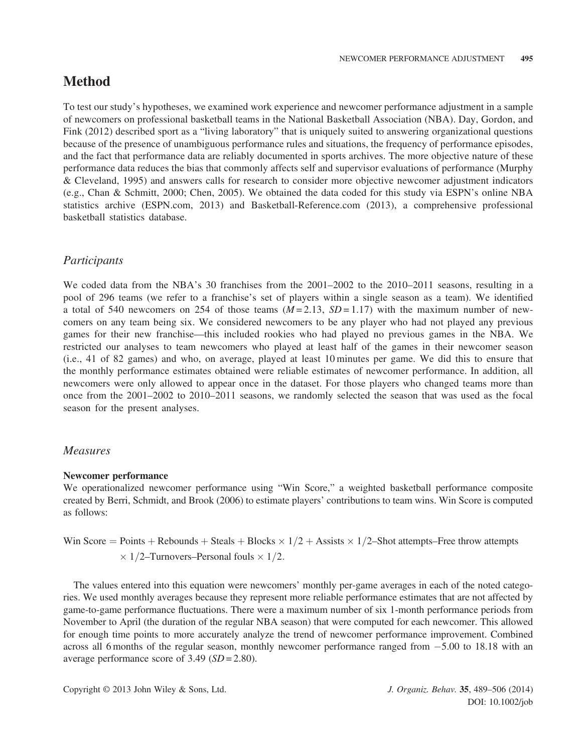# Method

To test our study's hypotheses, we examined work experience and newcomer performance adjustment in a sample of newcomers on professional basketball teams in the National Basketball Association (NBA). Day, Gordon, and Fink (2012) described sport as a "living laboratory" that is uniquely suited to answering organizational questions because of the presence of unambiguous performance rules and situations, the frequency of performance episodes, and the fact that performance data are reliably documented in sports archives. The more objective nature of these performance data reduces the bias that commonly affects self and supervisor evaluations of performance (Murphy & Cleveland, 1995) and answers calls for research to consider more objective newcomer adjustment indicators (e.g., Chan & Schmitt, 2000; Chen, 2005). We obtained the data coded for this study via ESPN's online NBA statistics archive (ESPN.com, 2013) and Basketball-Reference.com (2013), a comprehensive professional basketball statistics database.

## *Participants*

We coded data from the NBA's 30 franchises from the 2001–2002 to the 2010–2011 seasons, resulting in a pool of 296 teams (we refer to a franchise's set of players within a single season as a team). We identified a total of 540 newcomers on 254 of those teams ($M = 2.13$, $SD = 1.17$) with the maximum number of newcomers on any team being six. We considered newcomers to be any player who had not played any previous games for their new franchise—this included rookies who had played no previous games in the NBA. We restricted our analyses to team newcomers who played at least half of the games in their newcomer season (i.e., 41 of 82 games) and who, on average, played at least 10 minutes per game. We did this to ensure that the monthly performance estimates obtained were reliable estimates of newcomer performance. In addition, all newcomers were only allowed to appear once in the dataset. For those players who changed teams more than once from the 2001–2002 to 2010–2011 seasons, we randomly selected the season that was used as the focal season for the present analyses.

## *Measures*

### Newcomer performance

We operationalized newcomer performance using "Win Score," a weighted basketball performance composite created by Berri, Schmidt, and Brook (2006) to estimate players' contributions to team wins. Win Score is computed as follows:

$$\text{Win Score} = \text{Points} + \text{Rebounds} + \text{Steals} + \text{Blocks} \times 1/2 + \text{Assists} \times 1/2 - \text{Shot attempts} - \text{Free throw attempts} \times 1/2 - \text{Turnovers} - \text{Personal fouls} \times 1/2.$$

The values entered into this equation were newcomers' monthly per-game averages in each of the noted categories. We used monthly averages because they represent more reliable performance estimates that are not affected by game-to-game performance fluctuations. There were a maximum number of six 1-month performance periods from November to April (the duration of the regular NBA season) that were computed for each newcomer. This allowed for enough time points to more accurately analyze the trend of newcomer performance improvement. Combined across all 6 months of the regular season, monthly newcomer performance ranged from −5.00 to 18.18 with an average performance score of 3.49 ($SD = 2.80$).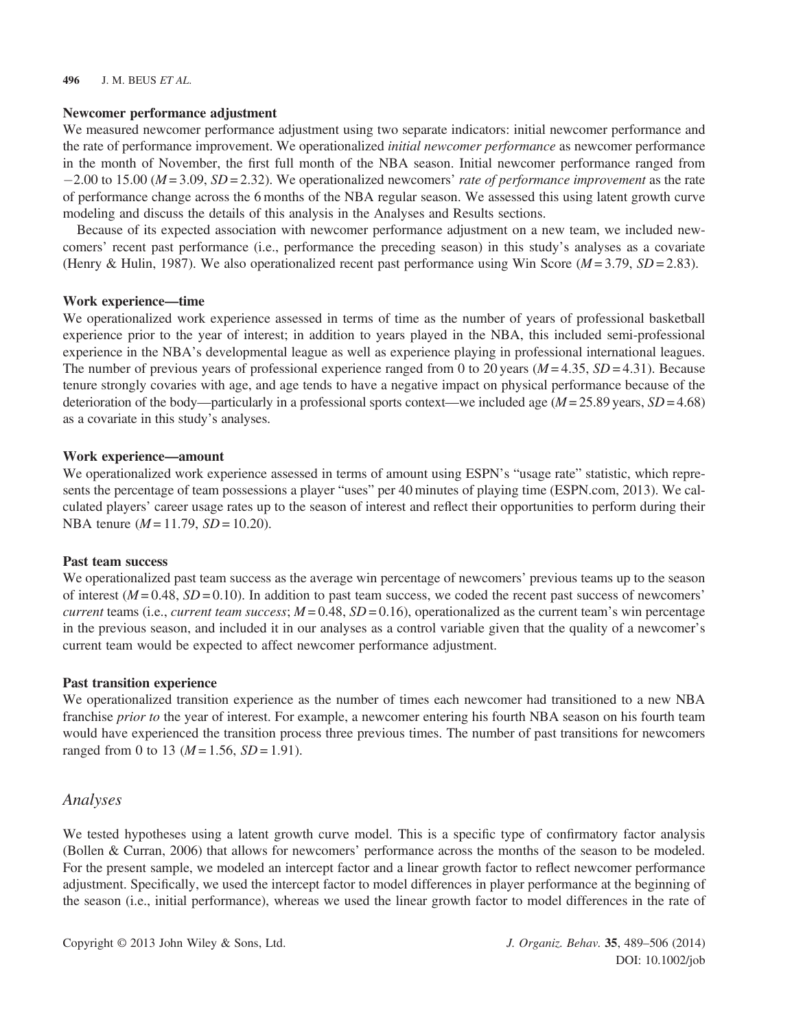### Newcomer performance adjustment

We measured newcomer performance adjustment using two separate indicators: initial newcomer performance and the rate of performance improvement. We operationalized *initial newcomer performance* as newcomer performance in the month of November, the first full month of the NBA season. Initial newcomer performance ranged from −2.00 to 15.00 ($M = 3.09$, $SD = 2.32$). We operationalized newcomers' *rate of performance improvement* as the rate of performance change across the 6 months of the NBA regular season. We assessed this using latent growth curve modeling and discuss the details of this analysis in the Analyses and Results sections.

Because of its expected association with newcomer performance adjustment on a new team, we included newcomers' recent past performance (i.e., performance the preceding season) in this study's analyses as a covariate (Henry & Hulin, 1987). We also operationalized recent past performance using Win Score ($M = 3.79$, $SD = 2.83$).

### Work experience—time

We operationalized work experience assessed in terms of time as the number of years of professional basketball experience prior to the year of interest; in addition to years played in the NBA, this included semi-professional experience in the NBA's developmental league as well as experience playing in professional international leagues. The number of previous years of professional experience ranged from 0 to 20 years ($M = 4.35$, $SD = 4.31$). Because tenure strongly covaries with age, and age tends to have a negative impact on physical performance because of the deterioration of the body—particularly in a professional sports context—we included age ($M = 25.89$ years, $SD = 4.68$) as a covariate in this study's analyses.

### Work experience—amount

We operationalized work experience assessed in terms of amount using ESPN's "usage rate" statistic, which represents the percentage of team possessions a player "uses" per 40 minutes of playing time (ESPN.com, 2013). We calculated players' career usage rates up to the season of interest and reflect their opportunities to perform during their NBA tenure ($M = 11.79$, $SD = 10.20$).

### Past team success

We operationalized past team success as the average win percentage of newcomers' previous teams up to the season of interest ($M = 0.48$, $SD = 0.10$). In addition to past team success, we coded the recent past success of newcomers' *current* teams (i.e., *current team success*; $M = 0.48$, $SD = 0.16$), operationalized as the current team's win percentage in the previous season, and included it in our analyses as a control variable given that the quality of a newcomer's current team would be expected to affect newcomer performance adjustment.

### Past transition experience

We operationalized transition experience as the number of times each newcomer had transitioned to a new NBA franchise *prior to* the year of interest. For example, a newcomer entering his fourth NBA season on his fourth team would have experienced the transition process three previous times. The number of past transitions for newcomers ranged from 0 to 13 ($M = 1.56$, $SD = 1.91$).

## *Analyses*

We tested hypotheses using a latent growth curve model. This is a specific type of confirmatory factor analysis (Bollen & Curran, 2006) that allows for newcomers' performance across the months of the season to be modeled. For the present sample, we modeled an intercept factor and a linear growth factor to reflect newcomer performance adjustment. Specifically, we used the intercept factor to model differences in player performance at the beginning of the season (i.e., initial performance), whereas we used the linear growth factor to model differences in the rate of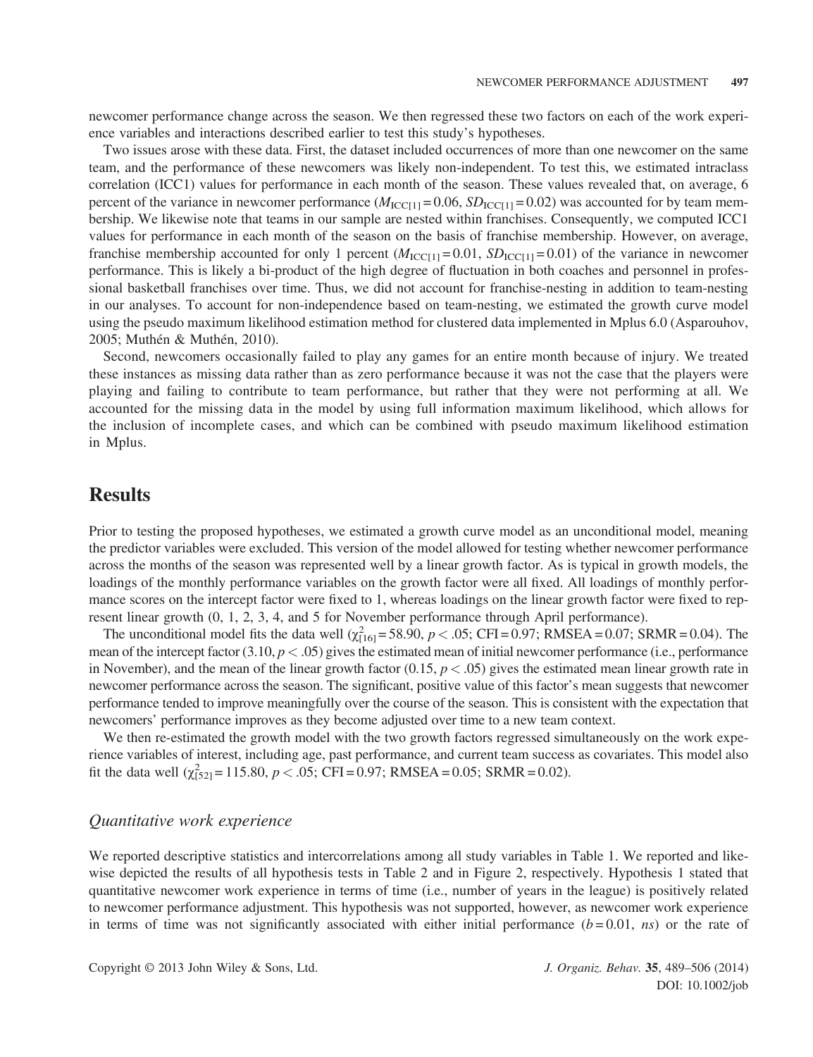newcomer performance change across the season. We then regressed these two factors on each of the work experience variables and interactions described earlier to test this study's hypotheses.

Two issues arose with these data. First, the dataset included occurrences of more than one newcomer on the same team, and the performance of these newcomers was likely non-independent. To test this, we estimated intraclass correlation (ICC1) values for performance in each month of the season. These values revealed that, on average, 6 percent of the variance in newcomer performance ($M_{ICC[1]} = 0.06$, $SD_{ICC[1]} = 0.02$) was accounted for by team membership. We likewise note that teams in our sample are nested within franchises. Consequently, we computed ICC1 values for performance in each month of the season on the basis of franchise membership. However, on average, franchise membership accounted for only 1 percent ($M_{ICC[1]} = 0.01$, $SD_{ICC[1]} = 0.01$) of the variance in newcomer performance. This is likely a bi-product of the high degree of fluctuation in both coaches and personnel in professional basketball franchises over time. Thus, we did not account for franchise-nesting in addition to team-nesting in our analyses. To account for non-independence based on team-nesting, we estimated the growth curve model using the pseudo maximum likelihood estimation method for clustered data implemented in Mplus 6.0 (Asparouhov, 2005; Muthén & Muthén, 2010).

Second, newcomers occasionally failed to play any games for an entire month because of injury. We treated these instances as missing data rather than as zero performance because it was not the case that the players were playing and failing to contribute to team performance, but rather that they were not performing at all. We accounted for the missing data in the model by using full information maximum likelihood, which allows for the inclusion of incomplete cases, and which can be combined with pseudo maximum likelihood estimation in Mplus.

# Results

Prior to testing the proposed hypotheses, we estimated a growth curve model as an unconditional model, meaning the predictor variables were excluded. This version of the model allowed for testing whether newcomer performance across the months of the season was represented well by a linear growth factor. As is typical in growth models, the loadings of the monthly performance variables on the growth factor were all fixed. All loadings of monthly performance scores on the intercept factor were fixed to 1, whereas loadings on the linear growth factor were fixed to represent linear growth (0, 1, 2, 3, 4, and 5 for November performance through April performance).

The unconditional model fits the data well ($\chi^2_{[16]} = 58.90$, $p < .05$; CFI = 0.97; RMSEA = 0.07; SRMR = 0.04). The mean of the intercept factor (3.10, $p < .05$) gives the estimated mean of initial newcomer performance (i.e., performance in November), and the mean of the linear growth factor (0.15, $p < .05$) gives the estimated mean linear growth rate in newcomer performance across the season. The significant, positive value of this factor's mean suggests that newcomer performance tended to improve meaningfully over the course of the season. This is consistent with the expectation that newcomers' performance improves as they become adjusted over time to a new team context.

We then re-estimated the growth model with the two growth factors regressed simultaneously on the work experience variables of interest, including age, past performance, and current team success as covariates. This model also fit the data well ($\chi^2_{[52]} = 115.80$, $p < .05$; CFI = 0.97; RMSEA = 0.05; SRMR = 0.02).

## *Quantitative work experience*

We reported descriptive statistics and intercorrelations among all study variables in Table 1. We reported and likewise depicted the results of all hypothesis tests in Table 2 and in Figure 2, respectively. Hypothesis 1 stated that quantitative newcomer work experience in terms of time (i.e., number of years in the league) is positively related to newcomer performance adjustment. This hypothesis was not supported, however, as newcomer work experience in terms of time was not significantly associated with either initial performance ($b = 0.01$, *ns*) or the rate of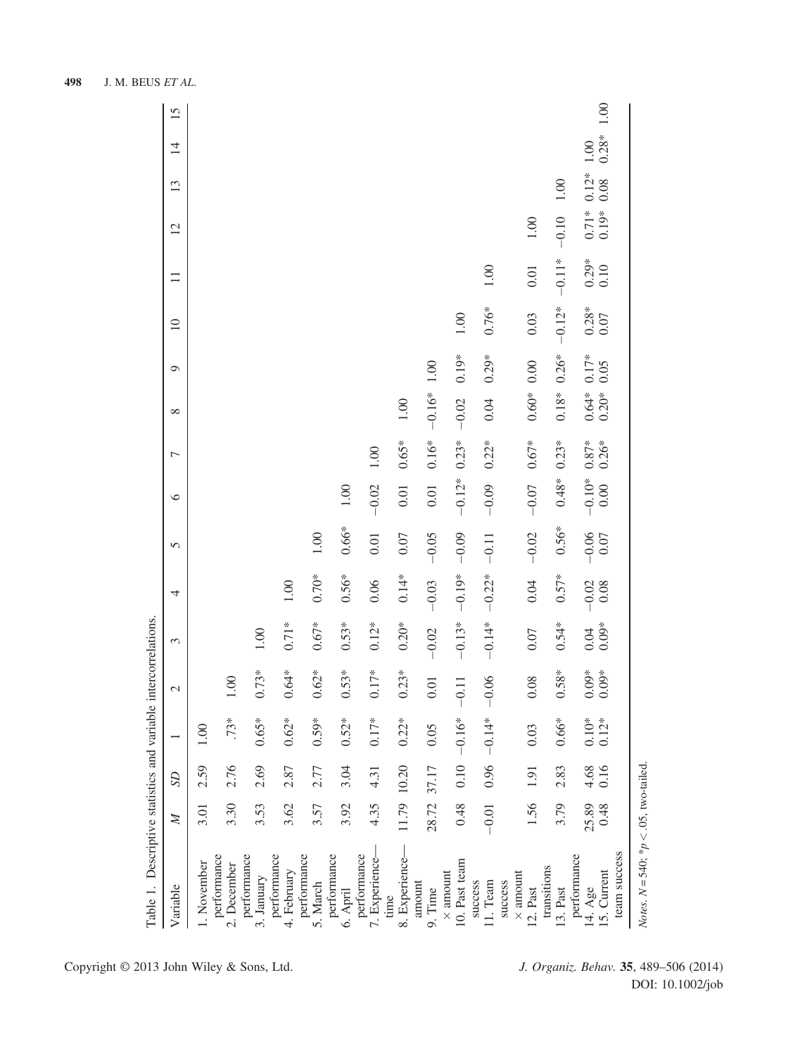Table 1. Descriptive statistics and variable intercorrelations.

| Variable | *M* | *SD* | 1 | 2 | 3 | 4 | 5 | 6 | 7 | 8 | 9 | 10 | 11 | 12 | 13 | 14 | 15 |
|---|---|---|---|---|---|---|---|---|---|---|---|---|---|---|---|---|---|
| 1. November performance | 3.01 | 2.59 | 1.00 | | | | | | | | | | | | | | |
| 2. December performance | 3.30 | 2.76 | .73* | 1.00 | | | | | | | | | | | | | |
| 3. January performance | 3.53 | 2.69 | 0.65* | 0.73* | 1.00 | | | | | | | | | | | | |
| 4. February performance | 3.62 | 2.87 | 0.62* | 0.64* | 0.71* | 1.00 | | | | | | | | | | | |
| 5. March performance | 3.57 | 2.77 | 0.59* | 0.62* | 0.67* | 0.70* | 1.00 | | | | | | | | | | |
| 6. April performance | 3.92 | 3.04 | 0.52* | 0.53* | 0.53* | 0.56* | 0.66* | 1.00 | | | | | | | | | |
| 7. Experience—time | 4.35 | 4.31 | 0.17* | 0.17* | 0.12* | 0.06 | 0.01 | −0.02 | 1.00 | | | | | | | | |
| 8. Experience—amount | 11.79 | 10.20 | 0.22* | 0.23* | 0.20* | 0.14* | 0.07 | 0.01 | 0.65* | 1.00 | | | | | | | |
| 9. Time × amount | 28.72 | 37.17 | 0.05 | 0.01 | −0.02 | −0.03 | −0.05 | 0.01 | 0.16* | −0.16* | 1.00 | | | | | | |
| 10. Past team success | 0.48 | 0.10 | −0.16* | −0.11 | −0.13* | −0.19* | −0.09 | −0.12* | 0.23* | −0.02 | 0.19* | 1.00 | | | | | |
| 11. Team success × amount | −0.01 | 0.96 | −0.14* | −0.06 | −0.14* | −0.22* | −0.11 | −0.09 | 0.22* | 0.04 | 0.29* | 0.76* | 1.00 | | | | |
| 12. Past transitions | 1.56 | 1.91 | 0.03 | 0.08 | 0.07 | 0.04 | −0.02 | −0.07 | 0.67* | 0.60* | 0.00 | 0.03 | 0.01 | 1.00 | | | |
| 13. Past performance | 3.79 | 2.83 | 0.66* | 0.58* | 0.54* | 0.57* | 0.56* | 0.48* | 0.23* | 0.18* | 0.26* | −0.12* | −0.11* | −0.10 | 1.00 | | |
| 14. Age | 25.89 | 4.68 | 0.10* | 0.09* | 0.04 | −0.02 | −0.06 | −0.10* | 0.87* | 0.64* | 0.17* | 0.28* | 0.29* | 0.71* | 0.12* | 1.00 | |
| 15. Current team success | 0.48 | 0.16 | 0.12* | 0.09* | 0.09* | 0.08 | 0.07 | 0.00 | 0.26* | 0.20* | 0.05 | 0.07 | 0.10 | 0.19* | 0.08 | 0.28* | 1.00 |

*Notes.* $N = 540$; $*p < .05$, two-tailed.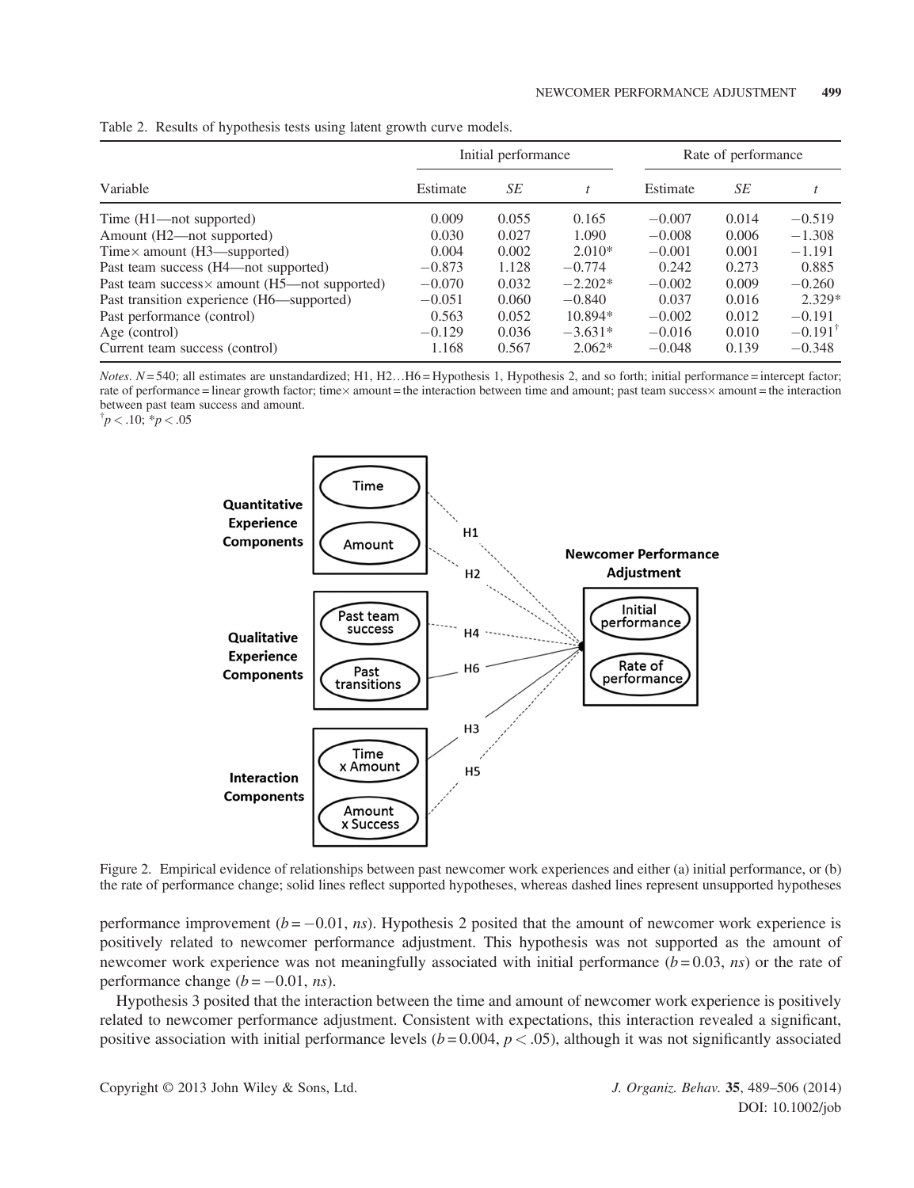Table 2. Results of hypothesis tests using latent growth curve models.

| Variable | Initial performance | | | Rate of performance | | |
|---|---|---|---|---|---|---|
| | Estimate | *SE* | *t* | Estimate | *SE* | *t* |
| Time (H1—not supported) | 0.009 | 0.055 | 0.165 | −0.007 | 0.014 | −0.519 |
| Amount (H2—not supported) | 0.030 | 0.027 | 1.090 | −0.008 | 0.006 | −1.308 |
| Time× amount (H3—supported) | 0.004 | 0.002 | 2.010* | −0.001 | 0.001 | −1.191 |
| Past team success (H4—not supported) | −0.873 | 1.128 | −0.774 | 0.242 | 0.273 | 0.885 |
| Past team success× amount (H5—not supported) | −0.070 | 0.032 | −2.202* | −0.002 | 0.009 | −0.260 |
| Past transition experience (H6—supported) | −0.051 | 0.060 | −0.840 | 0.037 | 0.016 | 2.329* |
| Past performance (control) | 0.563 | 0.052 | 10.894* | −0.002 | 0.012 | −0.191 |
| Age (control) | −0.129 | 0.036 | −3.631* | −0.016 | 0.010 | −0.191[†] |
| Current team success (control) | 1.168 | 0.567 | 2.062* | −0.048 | 0.139 | −0.348 |

*Notes*. $N = 540$; all estimates are unstandardized; H1, H2…H6 = Hypothesis 1, Hypothesis 2, and so forth; initial performance = intercept factor; rate of performance = linear growth factor; time× amount = the interaction between time and amount; past team success× amount = the interaction between past team success and amount.
[†] $p < .10$; * $p < .05$

Figure 2. Empirical evidence of relationships between past newcomer work experiences and either (a) initial performance, or (b) the rate of performance change; solid lines reflect supported hypotheses, whereas dashed lines represent unsupported hypotheses

performance improvement ($b = -0.01$, *ns*). Hypothesis 2 posited that the amount of newcomer work experience is positively related to newcomer performance adjustment. This hypothesis was not supported as the amount of newcomer work experience was not meaningfully associated with initial performance ($b = 0.03$, *ns*) or the rate of performance change ($b = -0.01$, *ns*).

Hypothesis 3 posited that the interaction between the time and amount of newcomer work experience is positively related to newcomer performance adjustment. Consistent with expectations, this interaction revealed a significant, positive association with initial performance levels ($b = 0.004$, $p < .05$), although it was not significantly associated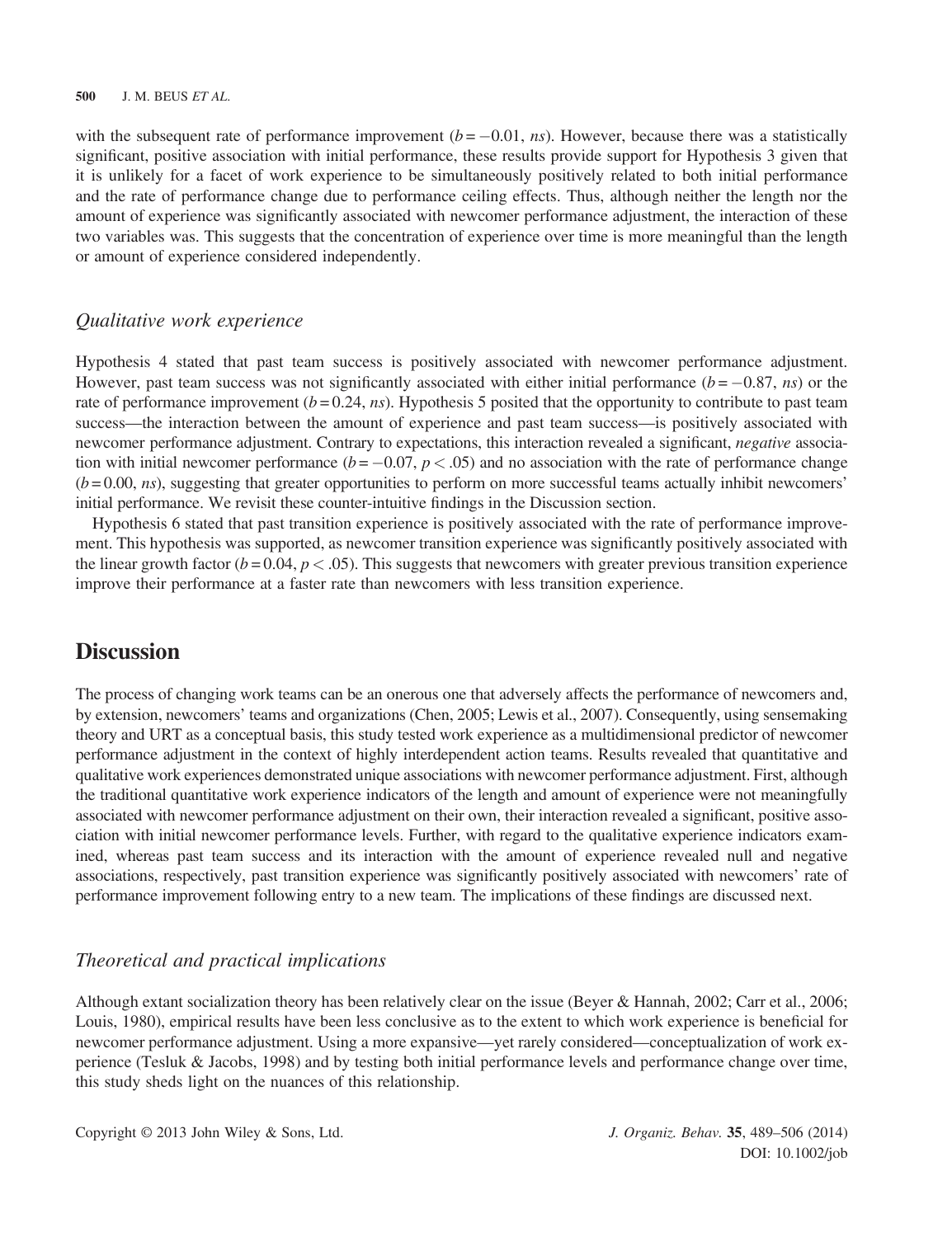with the subsequent rate of performance improvement ($b = -0.01$, *ns*). However, because there was a statistically significant, positive association with initial performance, these results provide support for Hypothesis 3 given that it is unlikely for a facet of work experience to be simultaneously positively related to both initial performance and the rate of performance change due to performance ceiling effects. Thus, although neither the length nor the amount of experience was significantly associated with newcomer performance adjustment, the interaction of these two variables was. This suggests that the concentration of experience over time is more meaningful than the length or amount of experience considered independently.

### *Qualitative work experience*

Hypothesis 4 stated that past team success is positively associated with newcomer performance adjustment. However, past team success was not significantly associated with either initial performance ($b = -0.87$, *ns*) or the rate of performance improvement ($b = 0.24$, *ns*). Hypothesis 5 posited that the opportunity to contribute to past team success—the interaction between the amount of experience and past team success—is positively associated with newcomer performance adjustment. Contrary to expectations, this interaction revealed a significant, *negative* association with initial newcomer performance ($b = -0.07$, $p < .05$) and no association with the rate of performance change ($b = 0.00$, *ns*), suggesting that greater opportunities to perform on more successful teams actually inhibit newcomers' initial performance. We revisit these counter-intuitive findings in the Discussion section.

Hypothesis 6 stated that past transition experience is positively associated with the rate of performance improvement. This hypothesis was supported, as newcomer transition experience was significantly positively associated with the linear growth factor ($b = 0.04$, $p < .05$). This suggests that newcomers with greater previous transition experience improve their performance at a faster rate than newcomers with less transition experience.

## Discussion

The process of changing work teams can be an onerous one that adversely affects the performance of newcomers and, by extension, newcomers' teams and organizations (Chen, 2005; Lewis et al., 2007). Consequently, using sensemaking theory and URT as a conceptual basis, this study tested work experience as a multidimensional predictor of newcomer performance adjustment in the context of highly interdependent action teams. Results revealed that quantitative and qualitative work experiences demonstrated unique associations with newcomer performance adjustment. First, although the traditional quantitative work experience indicators of the length and amount of experience were not meaningfully associated with newcomer performance adjustment on their own, their interaction revealed a significant, positive association with initial newcomer performance levels. Further, with regard to the qualitative experience indicators examined, whereas past team success and its interaction with the amount of experience revealed null and negative associations, respectively, past transition experience was significantly positively associated with newcomers' rate of performance improvement following entry to a new team. The implications of these findings are discussed next.

### *Theoretical and practical implications*

Although extant socialization theory has been relatively clear on the issue (Beyer & Hannah, 2002; Carr et al., 2006; Louis, 1980), empirical results have been less conclusive as to the extent to which work experience is beneficial for newcomer performance adjustment. Using a more expansive—yet rarely considered—conceptualization of work experience (Tesluk & Jacobs, 1998) and by testing both initial performance levels and performance change over time, this study sheds light on the nuances of this relationship.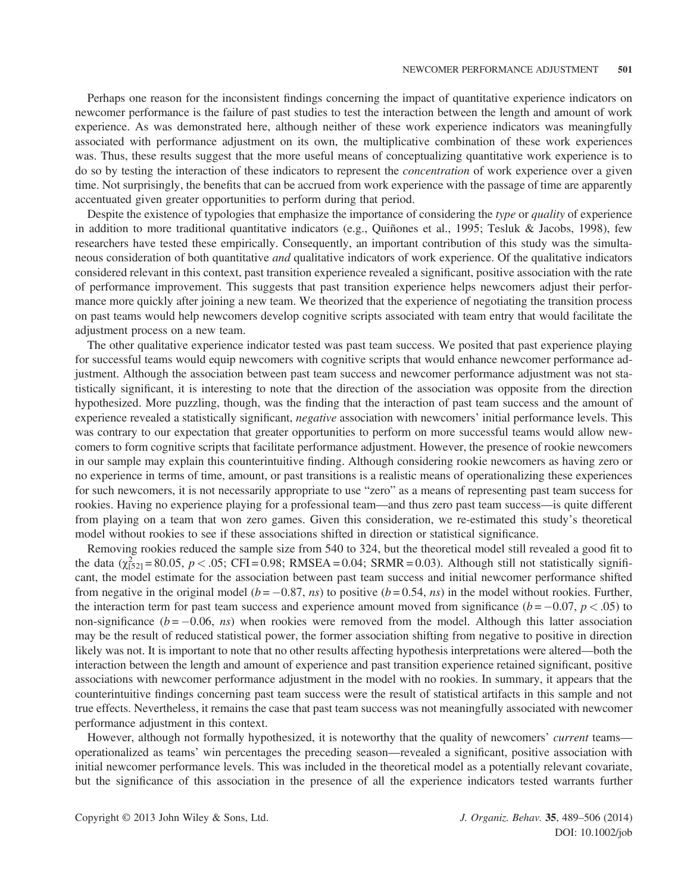Perhaps one reason for the inconsistent findings concerning the impact of quantitative experience indicators on newcomer performance is the failure of past studies to test the interaction between the length and amount of work experience. As was demonstrated here, although neither of these work experience indicators was meaningfully associated with performance adjustment on its own, the multiplicative combination of these work experiences was. Thus, these results suggest that the more useful means of conceptualizing quantitative work experience is to do so by testing the interaction of these indicators to represent the *concentration* of work experience over a given time. Not surprisingly, the benefits that can be accrued from work experience with the passage of time are apparently accentuated given greater opportunities to perform during that period.

Despite the existence of typologies that emphasize the importance of considering the *type* or *quality* of experience in addition to more traditional quantitative indicators (e.g., Quiñones et al., 1995; Tesluk & Jacobs, 1998), few researchers have tested these empirically. Consequently, an important contribution of this study was the simultaneous consideration of both quantitative *and* qualitative indicators of work experience. Of the qualitative indicators considered relevant in this context, past transition experience revealed a significant, positive association with the rate of performance improvement. This suggests that past transition experience helps newcomers adjust their performance more quickly after joining a new team. We theorized that the experience of negotiating the transition process on past teams would help newcomers develop cognitive scripts associated with team entry that would facilitate the adjustment process on a new team.

The other qualitative experience indicator tested was past team success. We posited that past experience playing for successful teams would equip newcomers with cognitive scripts that would enhance newcomer performance adjustment. Although the association between past team success and newcomer performance adjustment was not statistically significant, it is interesting to note that the direction of the association was opposite from the direction hypothesized. More puzzling, though, was the finding that the interaction of past team success and the amount of experience revealed a statistically significant, *negative* association with newcomers' initial performance levels. This was contrary to our expectation that greater opportunities to perform on more successful teams would allow newcomers to form cognitive scripts that facilitate performance adjustment. However, the presence of rookie newcomers in our sample may explain this counterintuitive finding. Although considering rookie newcomers as having zero or no experience in terms of time, amount, or past transitions is a realistic means of operationalizing these experiences for such newcomers, it is not necessarily appropriate to use "zero" as a means of representing past team success for rookies. Having no experience playing for a professional team—and thus zero past team success—is quite different from playing on a team that won zero games. Given this consideration, we re-estimated this study's theoretical model without rookies to see if these associations shifted in direction or statistical significance.

Removing rookies reduced the sample size from 540 to 324, but the theoretical model still revealed a good fit to the data ($\chi^2_{[52]} = 80.05$, $p < .05$; CFI = 0.98; RMSEA = 0.04; SRMR = 0.03). Although still not statistically significant, the model estimate for the association between past team success and initial newcomer performance shifted from negative in the original model ($b = -0.87$, *ns*) to positive ($b = 0.54$, *ns*) in the model without rookies. Further, the interaction term for past team success and experience amount moved from significance ($b = -0.07$, $p < .05$) to non-significance ($b = -0.06$, *ns*) when rookies were removed from the model. Although this latter association may be the result of reduced statistical power, the former association shifting from negative to positive in direction likely was not. It is important to note that no other results affecting hypothesis interpretations were altered—both the interaction between the length and amount of experience and past transition experience retained significant, positive associations with newcomer performance adjustment in the model with no rookies. In summary, it appears that the counterintuitive findings concerning past team success were the result of statistical artifacts in this sample and not true effects. Nevertheless, it remains the case that past team success was not meaningfully associated with newcomer performance adjustment in this context.

However, although not formally hypothesized, it is noteworthy that the quality of newcomers' *current* teams—operationalized as teams' win percentages the preceding season—revealed a significant, positive association with initial newcomer performance levels. This was included in the theoretical model as a potentially relevant covariate, but the significance of this association in the presence of all the experience indicators tested warrants further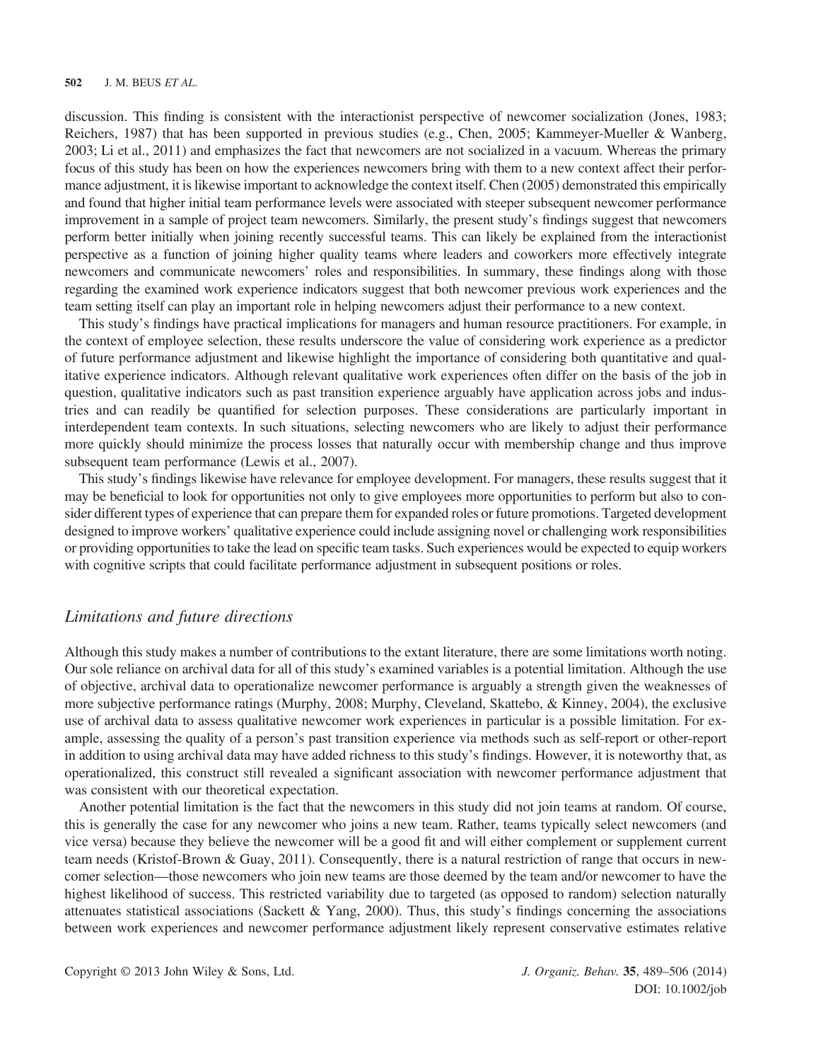discussion. This finding is consistent with the interactionist perspective of newcomer socialization (Jones, 1983; Reichers, 1987) that has been supported in previous studies (e.g., Chen, 2005; Kammeyer-Mueller & Wanberg, 2003; Li et al., 2011) and emphasizes the fact that newcomers are not socialized in a vacuum. Whereas the primary focus of this study has been on how the experiences newcomers bring with them to a new context affect their performance adjustment, it is likewise important to acknowledge the context itself. Chen (2005) demonstrated this empirically and found that higher initial team performance levels were associated with steeper subsequent newcomer performance improvement in a sample of project team newcomers. Similarly, the present study's findings suggest that newcomers perform better initially when joining recently successful teams. This can likely be explained from the interactionist perspective as a function of joining higher quality teams where leaders and coworkers more effectively integrate newcomers and communicate newcomers' roles and responsibilities. In summary, these findings along with those regarding the examined work experience indicators suggest that both newcomer previous work experiences and the team setting itself can play an important role in helping newcomers adjust their performance to a new context.

This study's findings have practical implications for managers and human resource practitioners. For example, in the context of employee selection, these results underscore the value of considering work experience as a predictor of future performance adjustment and likewise highlight the importance of considering both quantitative and qualitative experience indicators. Although relevant qualitative work experiences often differ on the basis of the job in question, qualitative indicators such as past transition experience arguably have application across jobs and industries and can readily be quantified for selection purposes. These considerations are particularly important in interdependent team contexts. In such situations, selecting newcomers who are likely to adjust their performance more quickly should minimize the process losses that naturally occur with membership change and thus improve subsequent team performance (Lewis et al., 2007).

This study's findings likewise have relevance for employee development. For managers, these results suggest that it may be beneficial to look for opportunities not only to give employees more opportunities to perform but also to consider different types of experience that can prepare them for expanded roles or future promotions. Targeted development designed to improve workers' qualitative experience could include assigning novel or challenging work responsibilities or providing opportunities to take the lead on specific team tasks. Such experiences would be expected to equip workers with cognitive scripts that could facilitate performance adjustment in subsequent positions or roles.

## *Limitations and future directions*

Although this study makes a number of contributions to the extant literature, there are some limitations worth noting. Our sole reliance on archival data for all of this study's examined variables is a potential limitation. Although the use of objective, archival data to operationalize newcomer performance is arguably a strength given the weaknesses of more subjective performance ratings (Murphy, 2008; Murphy, Cleveland, Skattebo, & Kinney, 2004), the exclusive use of archival data to assess qualitative newcomer work experiences in particular is a possible limitation. For example, assessing the quality of a person's past transition experience via methods such as self-report or other-report in addition to using archival data may have added richness to this study's findings. However, it is noteworthy that, as operationalized, this construct still revealed a significant association with newcomer performance adjustment that was consistent with our theoretical expectation.

Another potential limitation is the fact that the newcomers in this study did not join teams at random. Of course, this is generally the case for any newcomer who joins a new team. Rather, teams typically select newcomers (and vice versa) because they believe the newcomer will be a good fit and will either complement or supplement current team needs (Kristof-Brown & Guay, 2011). Consequently, there is a natural restriction of range that occurs in newcomer selection—those newcomers who join new teams are those deemed by the team and/or newcomer to have the highest likelihood of success. This restricted variability due to targeted (as opposed to random) selection naturally attenuates statistical associations (Sackett & Yang, 2000). Thus, this study's findings concerning the associations between work experiences and newcomer performance adjustment likely represent conservative estimates relative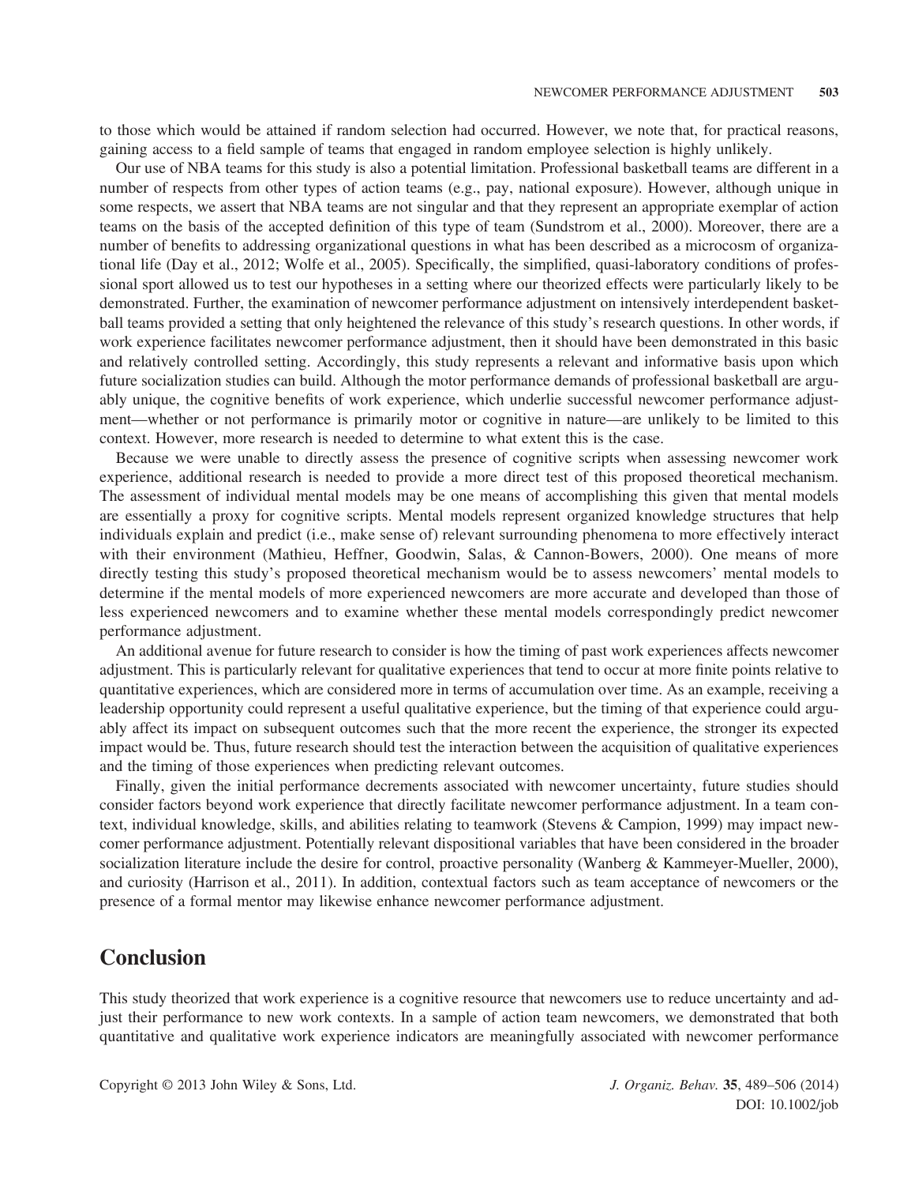to those which would be attained if random selection had occurred. However, we note that, for practical reasons, gaining access to a field sample of teams that engaged in random employee selection is highly unlikely.

Our use of NBA teams for this study is also a potential limitation. Professional basketball teams are different in a number of respects from other types of action teams (e.g., pay, national exposure). However, although unique in some respects, we assert that NBA teams are not singular and that they represent an appropriate exemplar of action teams on the basis of the accepted definition of this type of team (Sundstrom et al., 2000). Moreover, there are a number of benefits to addressing organizational questions in what has been described as a microcosm of organizational life (Day et al., 2012; Wolfe et al., 2005). Specifically, the simplified, quasi-laboratory conditions of professional sport allowed us to test our hypotheses in a setting where our theorized effects were particularly likely to be demonstrated. Further, the examination of newcomer performance adjustment on intensively interdependent basketball teams provided a setting that only heightened the relevance of this study's research questions. In other words, if work experience facilitates newcomer performance adjustment, then it should have been demonstrated in this basic and relatively controlled setting. Accordingly, this study represents a relevant and informative basis upon which future socialization studies can build. Although the motor performance demands of professional basketball are arguably unique, the cognitive benefits of work experience, which underlie successful newcomer performance adjustment—whether or not performance is primarily motor or cognitive in nature—are unlikely to be limited to this context. However, more research is needed to determine to what extent this is the case.

Because we were unable to directly assess the presence of cognitive scripts when assessing newcomer work experience, additional research is needed to provide a more direct test of this proposed theoretical mechanism. The assessment of individual mental models may be one means of accomplishing this given that mental models are essentially a proxy for cognitive scripts. Mental models represent organized knowledge structures that help individuals explain and predict (i.e., make sense of) relevant surrounding phenomena to more effectively interact with their environment (Mathieu, Heffner, Goodwin, Salas, & Cannon-Bowers, 2000). One means of more directly testing this study's proposed theoretical mechanism would be to assess newcomers' mental models to determine if the mental models of more experienced newcomers are more accurate and developed than those of less experienced newcomers and to examine whether these mental models correspondingly predict newcomer performance adjustment.

An additional avenue for future research to consider is how the timing of past work experiences affects newcomer adjustment. This is particularly relevant for qualitative experiences that tend to occur at more finite points relative to quantitative experiences, which are considered more in terms of accumulation over time. As an example, receiving a leadership opportunity could represent a useful qualitative experience, but the timing of that experience could arguably affect its impact on subsequent outcomes such that the more recent the experience, the stronger its expected impact would be. Thus, future research should test the interaction between the acquisition of qualitative experiences and the timing of those experiences when predicting relevant outcomes.

Finally, given the initial performance decrements associated with newcomer uncertainty, future studies should consider factors beyond work experience that directly facilitate newcomer performance adjustment. In a team context, individual knowledge, skills, and abilities relating to teamwork (Stevens & Campion, 1999) may impact newcomer performance adjustment. Potentially relevant dispositional variables that have been considered in the broader socialization literature include the desire for control, proactive personality (Wanberg & Kammeyer-Mueller, 2000), and curiosity (Harrison et al., 2011). In addition, contextual factors such as team acceptance of newcomers or the presence of a formal mentor may likewise enhance newcomer performance adjustment.

## Conclusion

This study theorized that work experience is a cognitive resource that newcomers use to reduce uncertainty and adjust their performance to new work contexts. In a sample of action team newcomers, we demonstrated that both quantitative and qualitative work experience indicators are meaningfully associated with newcomer performance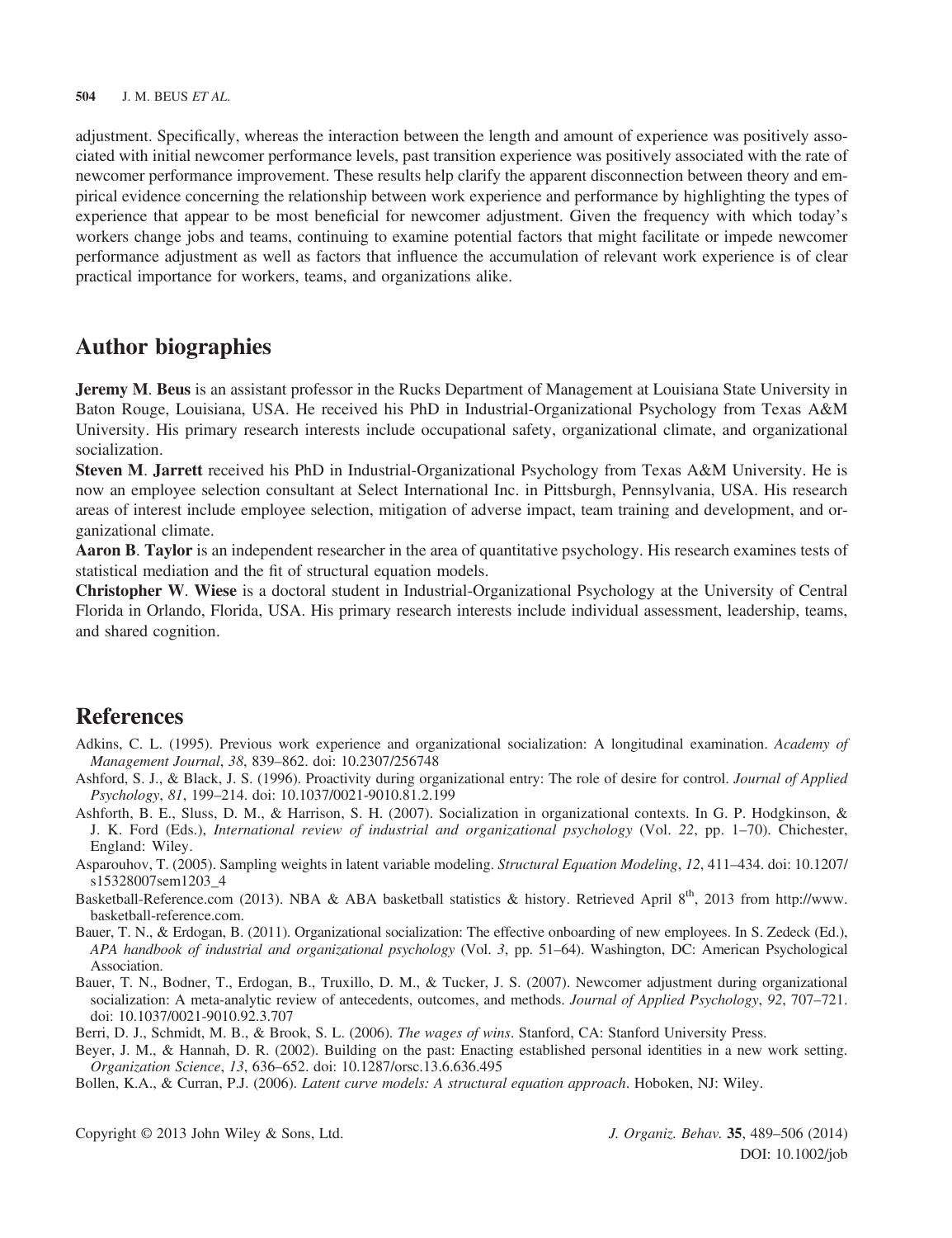adjustment. Specifically, whereas the interaction between the length and amount of experience was positively associated with initial newcomer performance levels, past transition experience was positively associated with the rate of newcomer performance improvement. These results help clarify the apparent disconnection between theory and empirical evidence concerning the relationship between work experience and performance by highlighting the types of experience that appear to be most beneficial for newcomer adjustment. Given the frequency with which today's workers change jobs and teams, continuing to examine potential factors that might facilitate or impede newcomer performance adjustment as well as factors that influence the accumulation of relevant work experience is of clear practical importance for workers, teams, and organizations alike.

## Author biographies

**Jeremy M. Beus** is an assistant professor in the Rucks Department of Management at Louisiana State University in Baton Rouge, Louisiana, USA. He received his PhD in Industrial-Organizational Psychology from Texas A&M University. His primary research interests include occupational safety, organizational climate, and organizational socialization.

**Steven M. Jarrett** received his PhD in Industrial-Organizational Psychology from Texas A&M University. He is now an employee selection consultant at Select International Inc. in Pittsburgh, Pennsylvania, USA. His research areas of interest include employee selection, mitigation of adverse impact, team training and development, and organizational climate.

**Aaron B. Taylor** is an independent researcher in the area of quantitative psychology. His research examines tests of statistical mediation and the fit of structural equation models.

**Christopher W. Wiese** is a doctoral student in Industrial-Organizational Psychology at the University of Central Florida in Orlando, Florida, USA. His primary research interests include individual assessment, leadership, teams, and shared cognition.

## References

Adkins, C. L. (1995). Previous work experience and organizational socialization: A longitudinal examination. *Academy of Management Journal*, *38*, 839–862. doi: 10.2307/256748

Ashford, S. J., & Black, J. S. (1996). Proactivity during organizational entry: The role of desire for control. *Journal of Applied Psychology*, *81*, 199–214. doi: 10.1037/0021-9010.81.2.199

Ashforth, B. E., Sluss, D. M., & Harrison, S. H. (2007). Socialization in organizational contexts. In G. P. Hodgkinson, & J. K. Ford (Eds.), *International review of industrial and organizational psychology* (Vol. *22*, pp. 1–70). Chichester, England: Wiley.

Asparouhov, T. (2005). Sampling weights in latent variable modeling. *Structural Equation Modeling*, *12*, 411–434. doi: 10.1207/s15328007sem1203_4

Basketball-Reference.com (2013). NBA & ABA basketball statistics & history. Retrieved April 8th, 2013 from http://www.basketball-reference.com.

Bauer, T. N., & Erdogan, B. (2011). Organizational socialization: The effective onboarding of new employees. In S. Zedeck (Ed.), *APA handbook of industrial and organizational psychology* (Vol. *3*, pp. 51–64). Washington, DC: American Psychological Association.

Bauer, T. N., Bodner, T., Erdogan, B., Truxillo, D. M., & Tucker, J. S. (2007). Newcomer adjustment during organizational socialization: A meta-analytic review of antecedents, outcomes, and methods. *Journal of Applied Psychology*, *92*, 707–721. doi: 10.1037/0021-9010.92.3.707

Berri, D. J., Schmidt, M. B., & Brook, S. L. (2006). *The wages of wins*. Stanford, CA: Stanford University Press.

Beyer, J. M., & Hannah, D. R. (2002). Building on the past: Enacting established personal identities in a new work setting. *Organization Science*, *13*, 636–652. doi: 10.1287/orsc.13.6.636.495

Bollen, K.A., & Curran, P.J. (2006). *Latent curve models: A structural equation approach*. Hoboken, NJ: Wiley.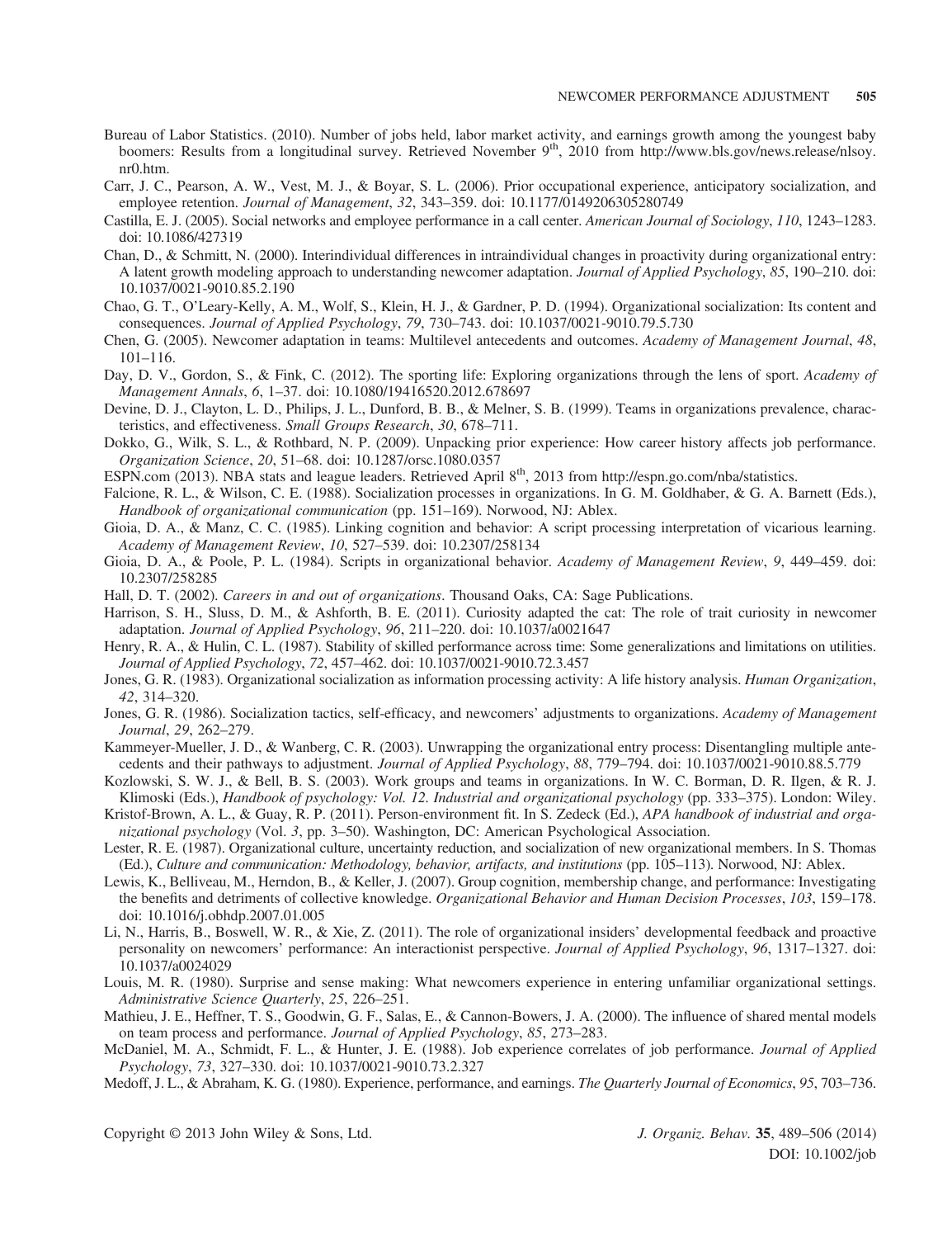Bureau of Labor Statistics. (2010). Number of jobs held, labor market activity, and earnings growth among the youngest baby boomers: Results from a longitudinal survey. Retrieved November 9th, 2010 from http://www.bls.gov/news.release/nlsoy.nr0.htm.

Carr, J. C., Pearson, A. W., Vest, M. J., & Boyar, S. L. (2006). Prior occupational experience, anticipatory socialization, and employee retention. *Journal of Management*, *32*, 343–359. doi: 10.1177/0149206305280749

Castilla, E. J. (2005). Social networks and employee performance in a call center. *American Journal of Sociology*, *110*, 1243–1283. doi: 10.1086/427319

Chan, D., & Schmitt, N. (2000). Interindividual differences in intraindividual changes in proactivity during organizational entry: A latent growth modeling approach to understanding newcomer adaptation. *Journal of Applied Psychology*, *85*, 190–210. doi: 10.1037/0021-9010.85.2.190

Chao, G. T., O'Leary-Kelly, A. M., Wolf, S., Klein, H. J., & Gardner, P. D. (1994). Organizational socialization: Its content and consequences. *Journal of Applied Psychology*, *79*, 730–743. doi: 10.1037/0021-9010.79.5.730

Chen, G. (2005). Newcomer adaptation in teams: Multilevel antecedents and outcomes. *Academy of Management Journal*, *48*, 101–116.

Day, D. V., Gordon, S., & Fink, C. (2012). The sporting life: Exploring organizations through the lens of sport. *Academy of Management Annals*, *6*, 1–37. doi: 10.1080/19416520.2012.678697

Devine, D. J., Clayton, L. D., Philips, J. L., Dunford, B. B., & Melner, S. B. (1999). Teams in organizations prevalence, characteristics, and effectiveness. *Small Groups Research*, *30*, 678–711.

Dokko, G., Wilk, S. L., & Rothbard, N. P. (2009). Unpacking prior experience: How career history affects job performance. *Organization Science*, *20*, 51–68. doi: 10.1287/orsc.1080.0357

ESPN.com (2013). NBA stats and league leaders. Retrieved April 8th, 2013 from http://espn.go.com/nba/statistics.

Falcione, R. L., & Wilson, C. E. (1988). Socialization processes in organizations. In G. M. Goldhaber, & G. A. Barnett (Eds.), *Handbook of organizational communication* (pp. 151–169). Norwood, NJ: Ablex.

Gioia, D. A., & Manz, C. C. (1985). Linking cognition and behavior: A script processing interpretation of vicarious learning. *Academy of Management Review*, *10*, 527–539. doi: 10.2307/258134

Gioia, D. A., & Poole, P. L. (1984). Scripts in organizational behavior. *Academy of Management Review*, *9*, 449–459. doi: 10.2307/258285

Hall, D. T. (2002). *Careers in and out of organizations*. Thousand Oaks, CA: Sage Publications.

Harrison, S. H., Sluss, D. M., & Ashforth, B. E. (2011). Curiosity adapted the cat: The role of trait curiosity in newcomer adaptation. *Journal of Applied Psychology*, *96*, 211–220. doi: 10.1037/a0021647

Henry, R. A., & Hulin, C. L. (1987). Stability of skilled performance across time: Some generalizations and limitations on utilities. *Journal of Applied Psychology*, *72*, 457–462. doi: 10.1037/0021-9010.72.3.457

Jones, G. R. (1983). Organizational socialization as information processing activity: A life history analysis. *Human Organization*, *42*, 314–320.

Jones, G. R. (1986). Socialization tactics, self-efficacy, and newcomers' adjustments to organizations. *Academy of Management Journal*, *29*, 262–279.

Kammeyer-Mueller, J. D., & Wanberg, C. R. (2003). Unwrapping the organizational entry process: Disentangling multiple antecedents and their pathways to adjustment. *Journal of Applied Psychology*, *88*, 779–794. doi: 10.1037/0021-9010.88.5.779

Kozlowski, S. W. J., & Bell, B. S. (2003). Work groups and teams in organizations. In W. C. Borman, D. R. Ilgen, & R. J. Klimoski (Eds.), *Handbook of psychology: Vol. 12. Industrial and organizational psychology* (pp. 333–375). London: Wiley.

Kristof-Brown, A. L., & Guay, R. P. (2011). Person-environment fit. In S. Zedeck (Ed.), *APA handbook of industrial and organizational psychology* (Vol. *3*, pp. 3–50). Washington, DC: American Psychological Association.

Lester, R. E. (1987). Organizational culture, uncertainty reduction, and socialization of new organizational members. In S. Thomas (Ed.), *Culture and communication: Methodology, behavior, artifacts, and institutions* (pp. 105–113). Norwood, NJ: Ablex.

Lewis, K., Belliveau, M., Herndon, B., & Keller, J. (2007). Group cognition, membership change, and performance: Investigating the benefits and detriments of collective knowledge. *Organizational Behavior and Human Decision Processes*, *103*, 159–178. doi: 10.1016/j.obhdp.2007.01.005

Li, N., Harris, B., Boswell, W. R., & Xie, Z. (2011). The role of organizational insiders' developmental feedback and proactive personality on newcomers' performance: An interactionist perspective. *Journal of Applied Psychology*, *96*, 1317–1327. doi: 10.1037/a0024029

Louis, M. R. (1980). Surprise and sense making: What newcomers experience in entering unfamiliar organizational settings. *Administrative Science Quarterly*, *25*, 226–251.

Mathieu, J. E., Heffner, T. S., Goodwin, G. F., Salas, E., & Cannon-Bowers, J. A. (2000). The influence of shared mental models on team process and performance. *Journal of Applied Psychology*, *85*, 273–283.

McDaniel, M. A., Schmidt, F. L., & Hunter, J. E. (1988). Job experience correlates of job performance. *Journal of Applied Psychology*, *73*, 327–330. doi: 10.1037/0021-9010.73.2.327

Medoff, J. L., & Abraham, K. G. (1980). Experience, performance, and earnings. *The Quarterly Journal of Economics*, *95*, 703–736.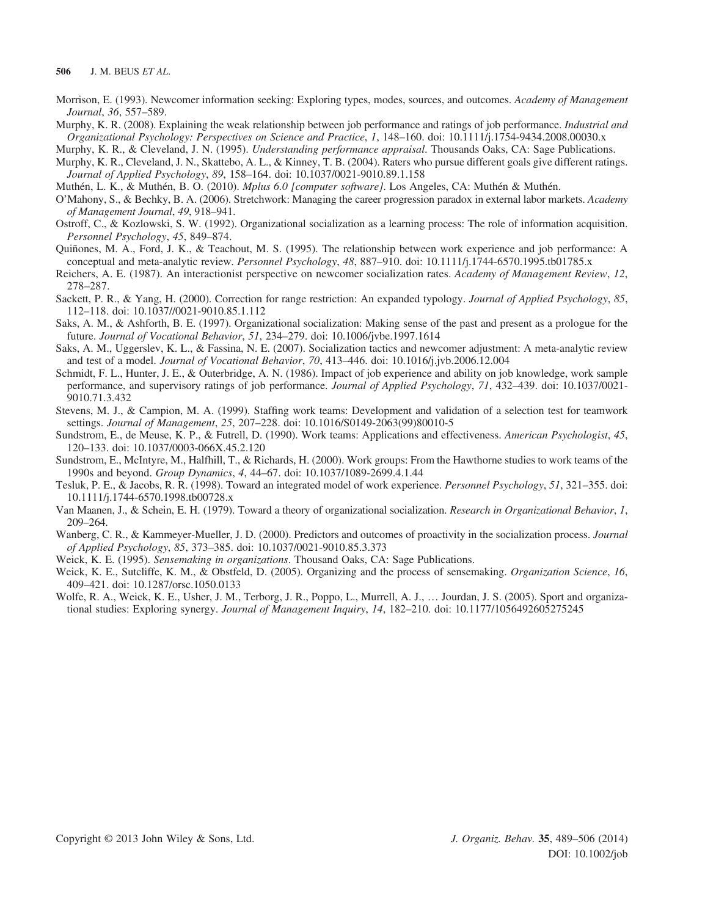Morrison, E. (1993). Newcomer information seeking: Exploring types, modes, sources, and outcomes. *Academy of Management Journal*, *36*, 557–589.

Murphy, K. R. (2008). Explaining the weak relationship between job performance and ratings of job performance. *Industrial and Organizational Psychology: Perspectives on Science and Practice*, *1*, 148–160. doi: 10.1111/j.1754-9434.2008.00030.x

Murphy, K. R., & Cleveland, J. N. (1995). *Understanding performance appraisal*. Thousands Oaks, CA: Sage Publications.

Murphy, K. R., Cleveland, J. N., Skattebo, A. L., & Kinney, T. B. (2004). Raters who pursue different goals give different ratings. *Journal of Applied Psychology*, *89*, 158–164. doi: 10.1037/0021-9010.89.1.158

Muthén, L. K., & Muthén, B. O. (2010). *Mplus 6.0 [computer software]*. Los Angeles, CA: Muthén & Muthén.

O'Mahony, S., & Bechky, B. A. (2006). Stretchwork: Managing the career progression paradox in external labor markets. *Academy of Management Journal*, *49*, 918–941.

Ostroff, C., & Kozlowski, S. W. (1992). Organizational socialization as a learning process: The role of information acquisition. *Personnel Psychology*, *45*, 849–874.

Quiñones, M. A., Ford, J. K., & Teachout, M. S. (1995). The relationship between work experience and job performance: A conceptual and meta-analytic review. *Personnel Psychology*, *48*, 887–910. doi: 10.1111/j.1744-6570.1995.tb01785.x

Reichers, A. E. (1987). An interactionist perspective on newcomer socialization rates. *Academy of Management Review*, *12*, 278–287.

Sackett, P. R., & Yang, H. (2000). Correction for range restriction: An expanded typology. *Journal of Applied Psychology*, *85*, 112–118. doi: 10.1037//0021-9010.85.1.112

Saks, A. M., & Ashforth, B. E. (1997). Organizational socialization: Making sense of the past and present as a prologue for the future. *Journal of Vocational Behavior*, *51*, 234–279. doi: 10.1006/jvbe.1997.1614

Saks, A. M., Uggerslev, K. L., & Fassina, N. E. (2007). Socialization tactics and newcomer adjustment: A meta-analytic review and test of a model. *Journal of Vocational Behavior*, *70*, 413–446. doi: 10.1016/j.jvb.2006.12.004

Schmidt, F. L., Hunter, J. E., & Outerbridge, A. N. (1986). Impact of job experience and ability on job knowledge, work sample performance, and supervisory ratings of job performance. *Journal of Applied Psychology*, *71*, 432–439. doi: 10.1037/0021-9010.71.3.432

Stevens, M. J., & Campion, M. A. (1999). Staffing work teams: Development and validation of a selection test for teamwork settings. *Journal of Management*, *25*, 207–228. doi: 10.1016/S0149-2063(99)80010-5

Sundstrom, E., de Meuse, K. P., & Futrell, D. (1990). Work teams: Applications and effectiveness. *American Psychologist*, *45*, 120–133. doi: 10.1037/0003-066X.45.2.120

Sundstrom, E., McIntyre, M., Halfhill, T., & Richards, H. (2000). Work groups: From the Hawthorne studies to work teams of the 1990s and beyond. *Group Dynamics*, *4*, 44–67. doi: 10.1037/1089-2699.4.1.44

Tesluk, P. E., & Jacobs, R. R. (1998). Toward an integrated model of work experience. *Personnel Psychology*, *51*, 321–355. doi: 10.1111/j.1744-6570.1998.tb00728.x

Van Maanen, J., & Schein, E. H. (1979). Toward a theory of organizational socialization. *Research in Organizational Behavior*, *1*, 209–264.

Wanberg, C. R., & Kammeyer-Mueller, J. D. (2000). Predictors and outcomes of proactivity in the socialization process. *Journal of Applied Psychology*, *85*, 373–385. doi: 10.1037/0021-9010.85.3.373

Weick, K. E. (1995). *Sensemaking in organizations*. Thousand Oaks, CA: Sage Publications.

Weick, K. E., Sutcliffe, K. M., & Obstfeld, D. (2005). Organizing and the process of sensemaking. *Organization Science*, *16*, 409–421. doi: 10.1287/orsc.1050.0133

Wolfe, R. A., Weick, K. E., Usher, J. M., Terborg, J. R., Poppo, L., Murrell, A. J., … Jourdan, J. S. (2005). Sport and organizational studies: Exploring synergy. *Journal of Management Inquiry*, *14*, 182–210. doi: 10.1177/1056492605275245